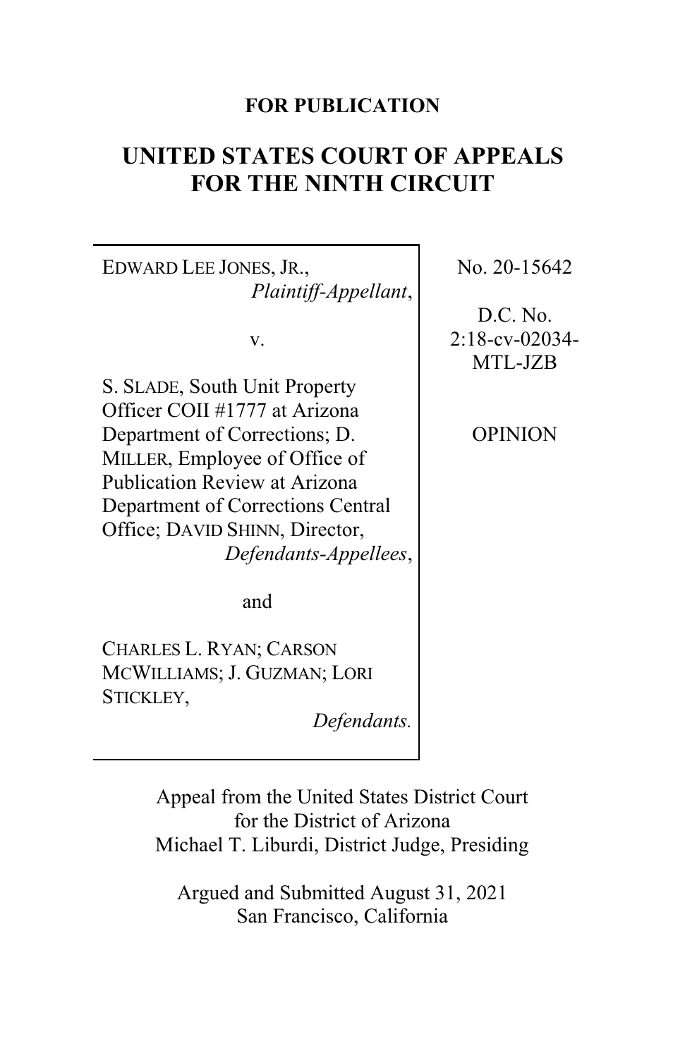**FOR PUBLICATION**

# UNITED STATES COURT OF APPEALS FOR THE NINTH CIRCUIT

| | |
|---|---|
| EDWARD LEE JONES, JR., *Plaintiff-Appellant*,<br><br>v.<br><br>S. SLADE, South Unit Property Officer COII #1777 at Arizona Department of Corrections; D. MILLER, Employee of Office of Publication Review at Arizona Department of Corrections Central Office; DAVID SHINN, Director, *Defendants-Appellees*,<br><br>and<br><br>CHARLES L. RYAN; CARSON MCWILLIAMS; J. GUZMAN; LORI STICKLEY, *Defendants.* | No. 20-15642<br><br>D.C. No. 2:18-cv-02034-MTL-JZB<br><br>OPINION |

Appeal from the United States District Court for the District of Arizona
Michael T. Liburdi, District Judge, Presiding

Argued and Submitted August 31, 2021
San Francisco, California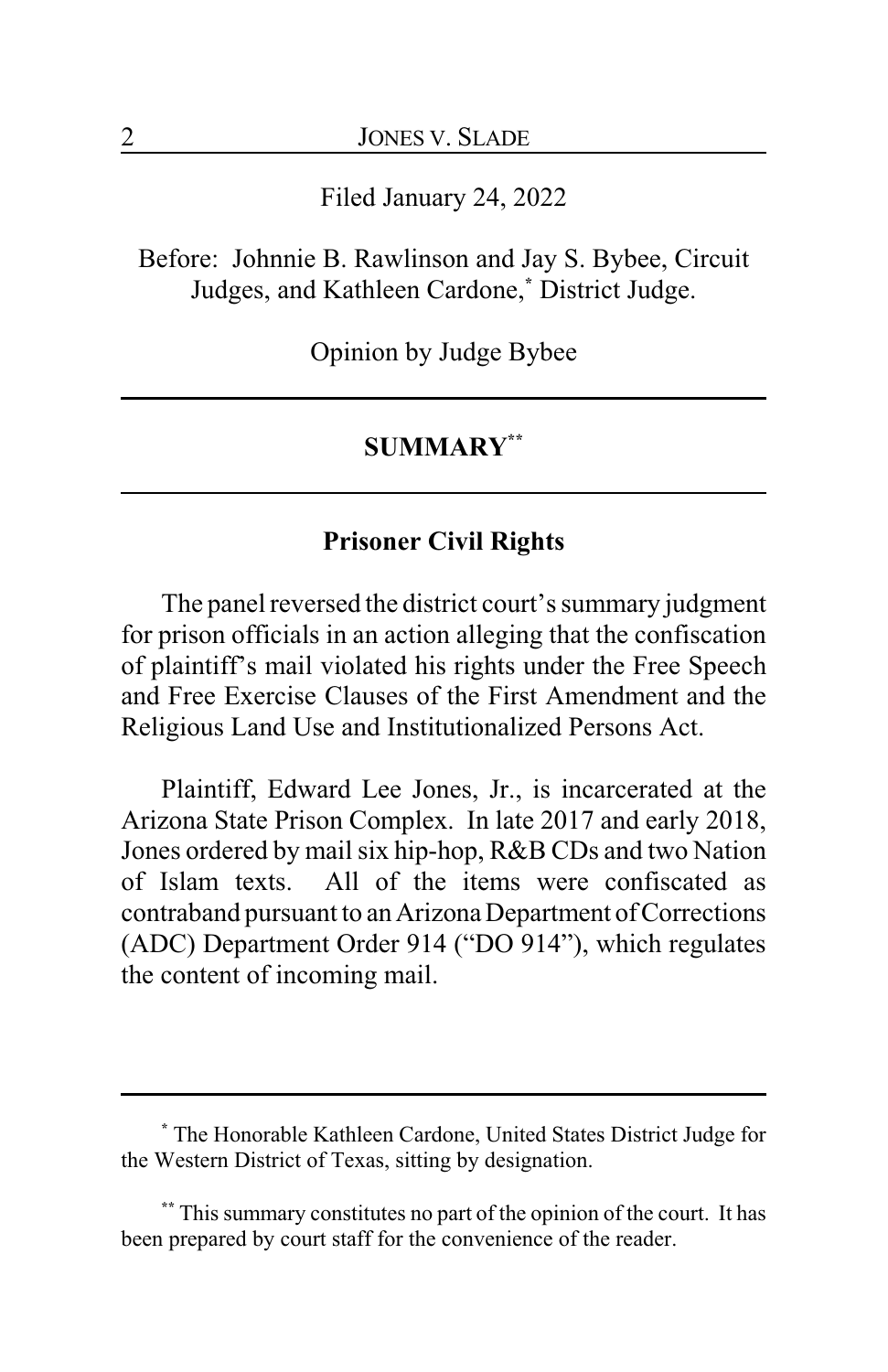Filed January 24, 2022

Before: Johnnie B. Rawlinson and Jay S. Bybee, Circuit Judges, and Kathleen Cardone,* District Judge.

Opinion by Judge Bybee

---

## SUMMARY**

---

### Prisoner Civil Rights

The panel reversed the district court's summary judgment for prison officials in an action alleging that the confiscation of plaintiff's mail violated his rights under the Free Speech and Free Exercise Clauses of the First Amendment and the Religious Land Use and Institutionalized Persons Act.

Plaintiff, Edward Lee Jones, Jr., is incarcerated at the Arizona State Prison Complex. In late 2017 and early 2018, Jones ordered by mail six hip-hop, R&B CDs and two Nation of Islam texts. All of the items were confiscated as contraband pursuant to an Arizona Department of Corrections (ADC) Department Order 914 ("DO 914"), which regulates the content of incoming mail.

---

* The Honorable Kathleen Cardone, United States District Judge for the Western District of Texas, sitting by designation.

** This summary constitutes no part of the opinion of the court. It has been prepared by court staff for the convenience of the reader.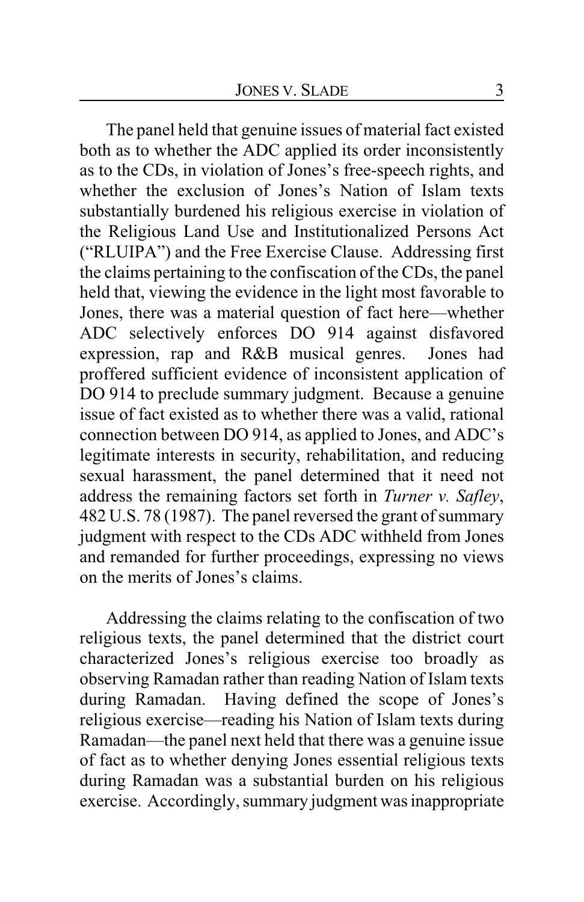The panel held that genuine issues of material fact existed both as to whether the ADC applied its order inconsistently as to the CDs, in violation of Jones's free-speech rights, and whether the exclusion of Jones's Nation of Islam texts substantially burdened his religious exercise in violation of the Religious Land Use and Institutionalized Persons Act ("RLUIPA") and the Free Exercise Clause. Addressing first the claims pertaining to the confiscation of the CDs, the panel held that, viewing the evidence in the light most favorable to Jones, there was a material question of fact here—whether ADC selectively enforces DO 914 against disfavored expression, rap and R&B musical genres. Jones had proffered sufficient evidence of inconsistent application of DO 914 to preclude summary judgment. Because a genuine issue of fact existed as to whether there was a valid, rational connection between DO 914, as applied to Jones, and ADC's legitimate interests in security, rehabilitation, and reducing sexual harassment, the panel determined that it need not address the remaining factors set forth in *Turner v. Safley*, 482 U.S. 78 (1987). The panel reversed the grant of summary judgment with respect to the CDs ADC withheld from Jones and remanded for further proceedings, expressing no views on the merits of Jones's claims.

Addressing the claims relating to the confiscation of two religious texts, the panel determined that the district court characterized Jones's religious exercise too broadly as observing Ramadan rather than reading Nation of Islam texts during Ramadan. Having defined the scope of Jones's religious exercise—reading his Nation of Islam texts during Ramadan—the panel next held that there was a genuine issue of fact as to whether denying Jones essential religious texts during Ramadan was a substantial burden on his religious exercise. Accordingly, summary judgment was inappropriate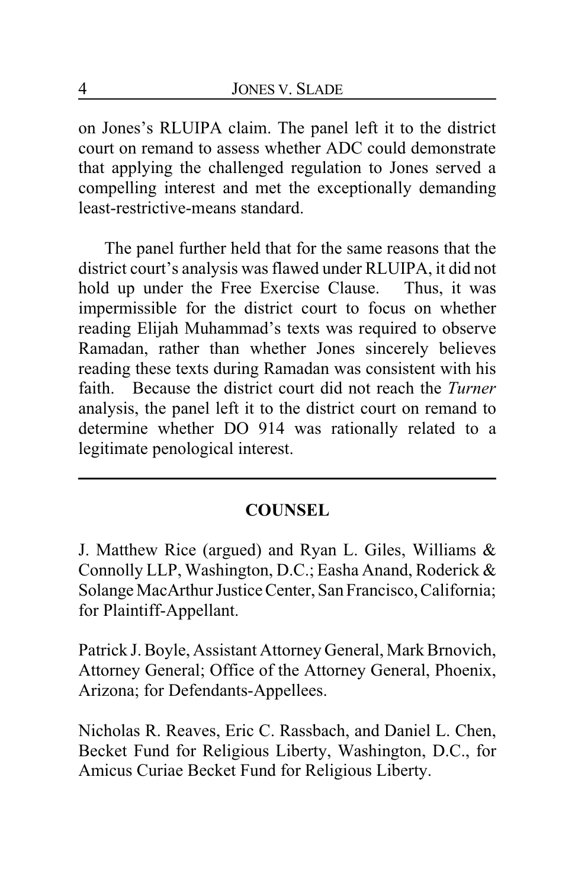on Jones's RLUIPA claim. The panel left it to the district court on remand to assess whether ADC could demonstrate that applying the challenged regulation to Jones served a compelling interest and met the exceptionally demanding least-restrictive-means standard.

The panel further held that for the same reasons that the district court's analysis was flawed under RLUIPA, it did not hold up under the Free Exercise Clause. Thus, it was impermissible for the district court to focus on whether reading Elijah Muhammad's texts was required to observe Ramadan, rather than whether Jones sincerely believes reading these texts during Ramadan was consistent with his faith. Because the district court did not reach the *Turner* analysis, the panel left it to the district court on remand to determine whether DO 914 was rationally related to a legitimate penological interest.

---

## COUNSEL

J. Matthew Rice (argued) and Ryan L. Giles, Williams & Connolly LLP, Washington, D.C.; Easha Anand, Roderick & Solange MacArthur Justice Center, San Francisco, California; for Plaintiff-Appellant.

Patrick J. Boyle, Assistant Attorney General, Mark Brnovich, Attorney General; Office of the Attorney General, Phoenix, Arizona; for Defendants-Appellees.

Nicholas R. Reaves, Eric C. Rassbach, and Daniel L. Chen, Becket Fund for Religious Liberty, Washington, D.C., for Amicus Curiae Becket Fund for Religious Liberty.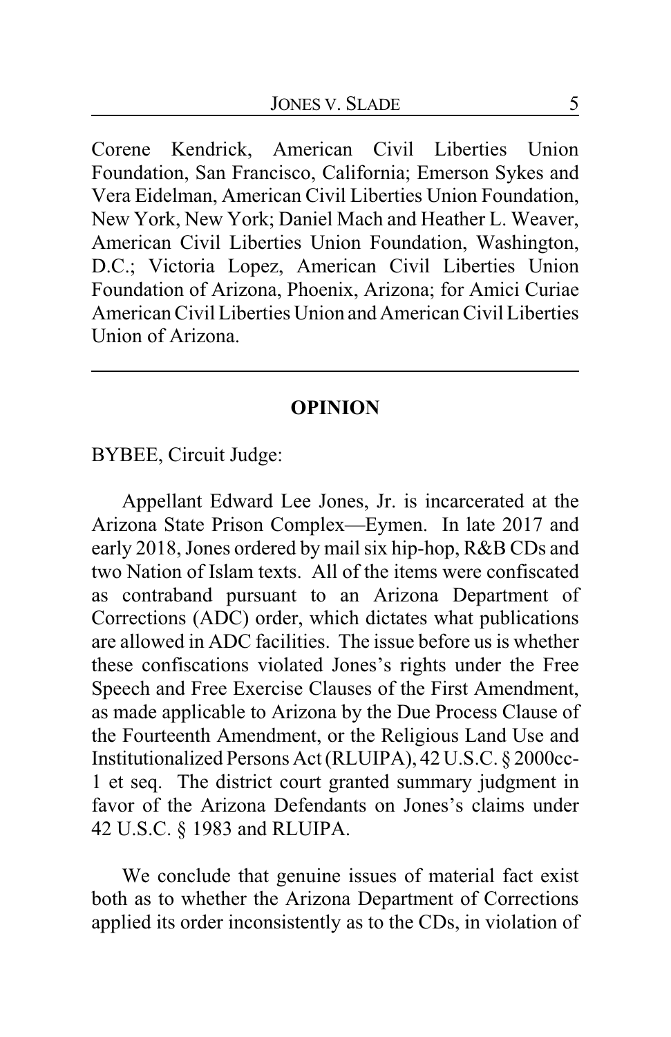Corene Kendrick, American Civil Liberties Union Foundation, San Francisco, California; Emerson Sykes and Vera Eidelman, American Civil Liberties Union Foundation, New York, New York; Daniel Mach and Heather L. Weaver, American Civil Liberties Union Foundation, Washington, D.C.; Victoria Lopez, American Civil Liberties Union Foundation of Arizona, Phoenix, Arizona; for Amici Curiae American Civil Liberties Union and American Civil Liberties Union of Arizona.

---

## OPINION

BYBEE, Circuit Judge:

Appellant Edward Lee Jones, Jr. is incarcerated at the Arizona State Prison Complex—Eymen. In late 2017 and early 2018, Jones ordered by mail six hip-hop, R&B CDs and two Nation of Islam texts. All of the items were confiscated as contraband pursuant to an Arizona Department of Corrections (ADC) order, which dictates what publications are allowed in ADC facilities. The issue before us is whether these confiscations violated Jones's rights under the Free Speech and Free Exercise Clauses of the First Amendment, as made applicable to Arizona by the Due Process Clause of the Fourteenth Amendment, or the Religious Land Use and Institutionalized Persons Act (RLUIPA), 42 U.S.C. § 2000cc-1 et seq. The district court granted summary judgment in favor of the Arizona Defendants on Jones's claims under 42 U.S.C. § 1983 and RLUIPA.

We conclude that genuine issues of material fact exist both as to whether the Arizona Department of Corrections applied its order inconsistently as to the CDs, in violation of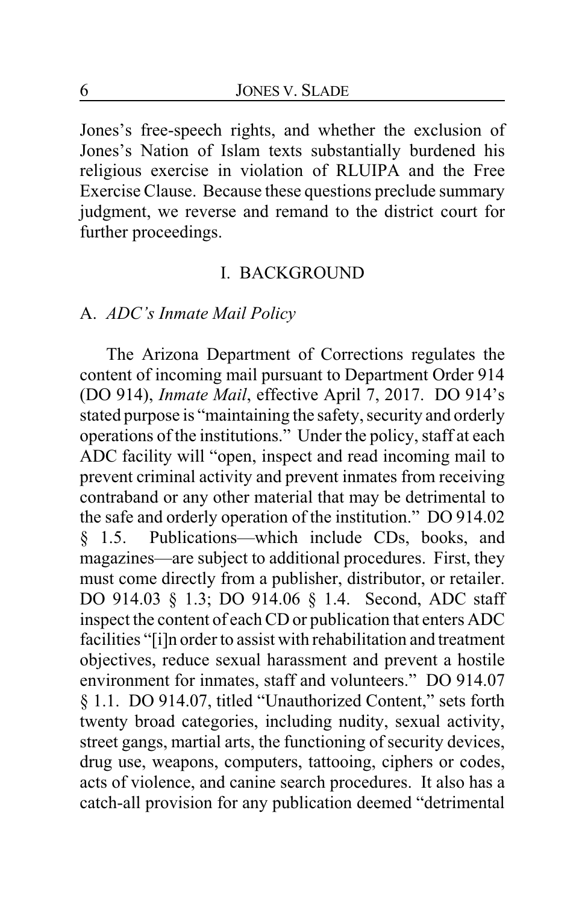Jones's free-speech rights, and whether the exclusion of Jones's Nation of Islam texts substantially burdened his religious exercise in violation of RLUIPA and the Free Exercise Clause. Because these questions preclude summary judgment, we reverse and remand to the district court for further proceedings.

## I. BACKGROUND

### A. *ADC's Inmate Mail Policy*

The Arizona Department of Corrections regulates the content of incoming mail pursuant to Department Order 914 (DO 914), *Inmate Mail*, effective April 7, 2017. DO 914's stated purpose is "maintaining the safety, security and orderly operations of the institutions." Under the policy, staff at each ADC facility will "open, inspect and read incoming mail to prevent criminal activity and prevent inmates from receiving contraband or any other material that may be detrimental to the safe and orderly operation of the institution." DO 914.02 § 1.5. Publications—which include CDs, books, and magazines—are subject to additional procedures. First, they must come directly from a publisher, distributor, or retailer. DO 914.03 § 1.3; DO 914.06 § 1.4. Second, ADC staff inspect the content of each CD or publication that enters ADC facilities "[i]n order to assist with rehabilitation and treatment objectives, reduce sexual harassment and prevent a hostile environment for inmates, staff and volunteers." DO 914.07 § 1.1. DO 914.07, titled "Unauthorized Content," sets forth twenty broad categories, including nudity, sexual activity, street gangs, martial arts, the functioning of security devices, drug use, weapons, computers, tattooing, ciphers or codes, acts of violence, and canine search procedures. It also has a catch-all provision for any publication deemed "detrimental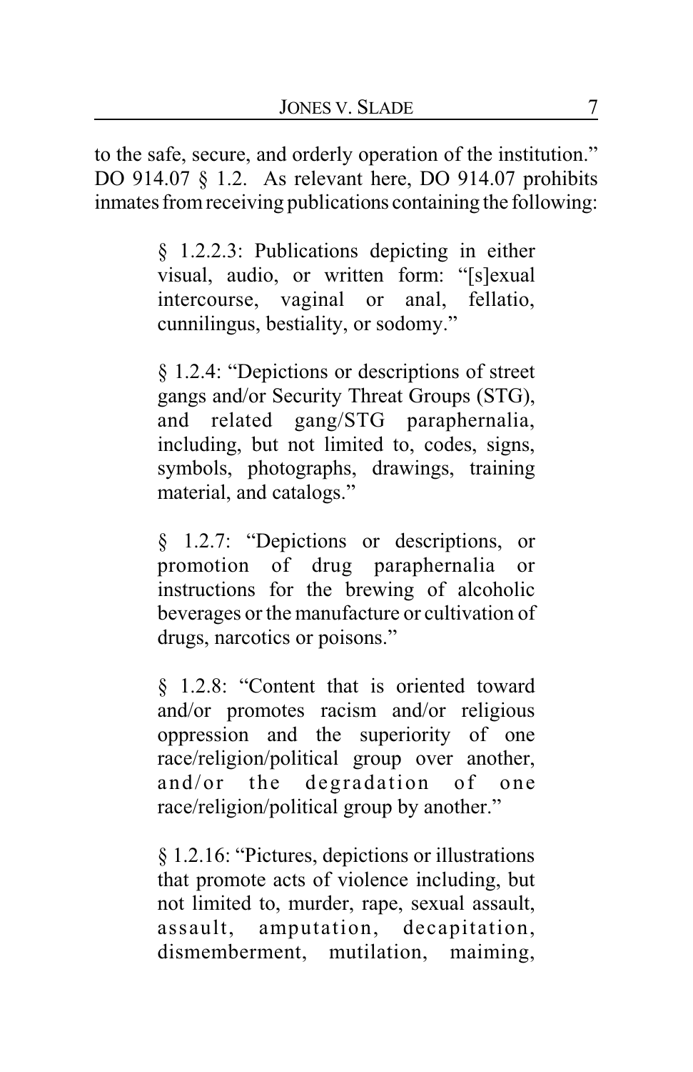to the safe, secure, and orderly operation of the institution." DO 914.07 § 1.2. As relevant here, DO 914.07 prohibits inmates from receiving publications containing the following:

> § 1.2.2.3: Publications depicting in either visual, audio, or written form: "[s]exual intercourse, vaginal or anal, fellatio, cunnilingus, bestiality, or sodomy."
>
> § 1.2.4: "Depictions or descriptions of street gangs and/or Security Threat Groups (STG), and related gang/STG paraphernalia, including, but not limited to, codes, signs, symbols, photographs, drawings, training material, and catalogs."
>
> § 1.2.7: "Depictions or descriptions, or promotion of drug paraphernalia or instructions for the brewing of alcoholic beverages or the manufacture or cultivation of drugs, narcotics or poisons."
>
> § 1.2.8: "Content that is oriented toward and/or promotes racism and/or religious oppression and the superiority of one race/religion/political group over another, and/or the degradation of one race/religion/political group by another."
>
> § 1.2.16: "Pictures, depictions or illustrations that promote acts of violence including, but not limited to, murder, rape, sexual assault, assault, amputation, decapitation, dismemberment, mutilation, maiming,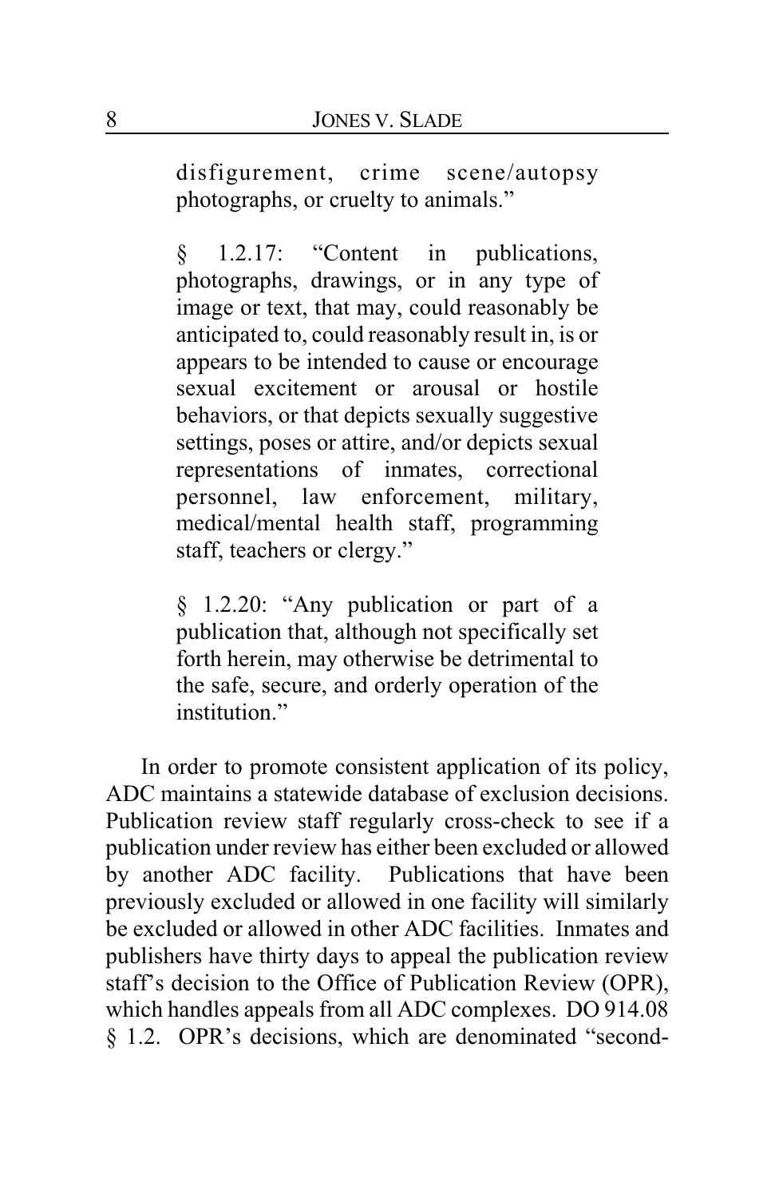> disfigurement, crime scene/autopsy photographs, or cruelty to animals."
>
> § 1.2.17: "Content in publications, photographs, drawings, or in any type of image or text, that may, could reasonably be anticipated to, could reasonably result in, is or appears to be intended to cause or encourage sexual excitement or arousal or hostile behaviors, or that depicts sexually suggestive settings, poses or attire, and/or depicts sexual representations of inmates, correctional personnel, law enforcement, military, medical/mental health staff, programming staff, teachers or clergy."
>
> § 1.2.20: "Any publication or part of a publication that, although not specifically set forth herein, may otherwise be detrimental to the safe, secure, and orderly operation of the institution."

In order to promote consistent application of its policy, ADC maintains a statewide database of exclusion decisions. Publication review staff regularly cross-check to see if a publication under review has either been excluded or allowed by another ADC facility. Publications that have been previously excluded or allowed in one facility will similarly be excluded or allowed in other ADC facilities. Inmates and publishers have thirty days to appeal the publication review staff's decision to the Office of Publication Review (OPR), which handles appeals from all ADC complexes. DO 914.08 § 1.2. OPR's decisions, which are denominated "second-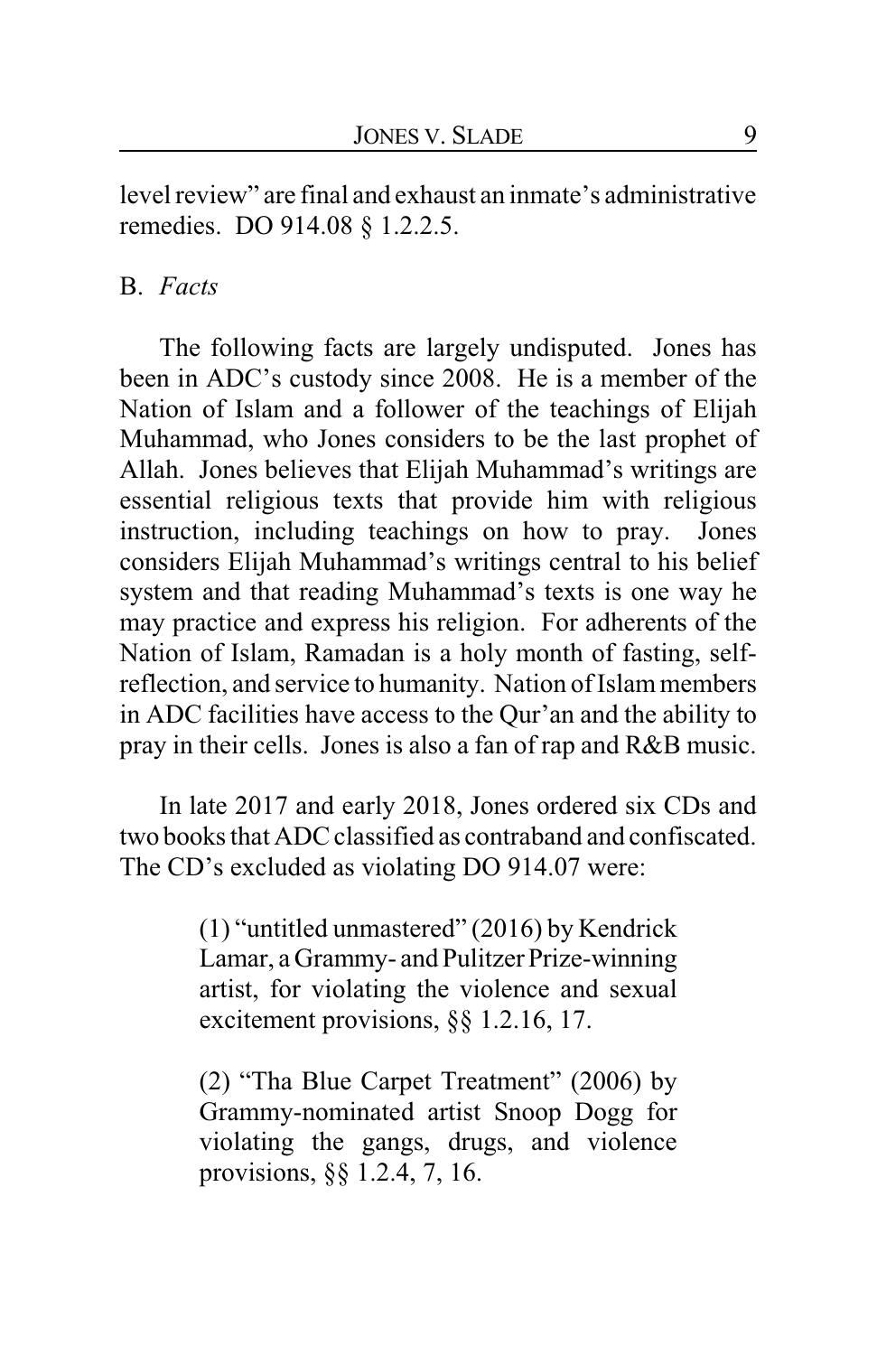level review" are final and exhaust an inmate's administrative remedies. DO 914.08 § 1.2.2.5.

B. *Facts*

The following facts are largely undisputed. Jones has been in ADC's custody since 2008. He is a member of the Nation of Islam and a follower of the teachings of Elijah Muhammad, who Jones considers to be the last prophet of Allah. Jones believes that Elijah Muhammad's writings are essential religious texts that provide him with religious instruction, including teachings on how to pray. Jones considers Elijah Muhammad's writings central to his belief system and that reading Muhammad's texts is one way he may practice and express his religion. For adherents of the Nation of Islam, Ramadan is a holy month of fasting, self-reflection, and service to humanity. Nation of Islam members in ADC facilities have access to the Qur'an and the ability to pray in their cells. Jones is also a fan of rap and R&B music.

In late 2017 and early 2018, Jones ordered six CDs and two books that ADC classified as contraband and confiscated. The CD's excluded as violating DO 914.07 were:

> (1) "untitled unmastered" (2016) by Kendrick Lamar, a Grammy- and Pulitzer Prize-winning artist, for violating the violence and sexual excitement provisions, §§ 1.2.16, 17.
>
> (2) "Tha Blue Carpet Treatment" (2006) by Grammy-nominated artist Snoop Dogg for violating the gangs, drugs, and violence provisions, §§ 1.2.4, 7, 16.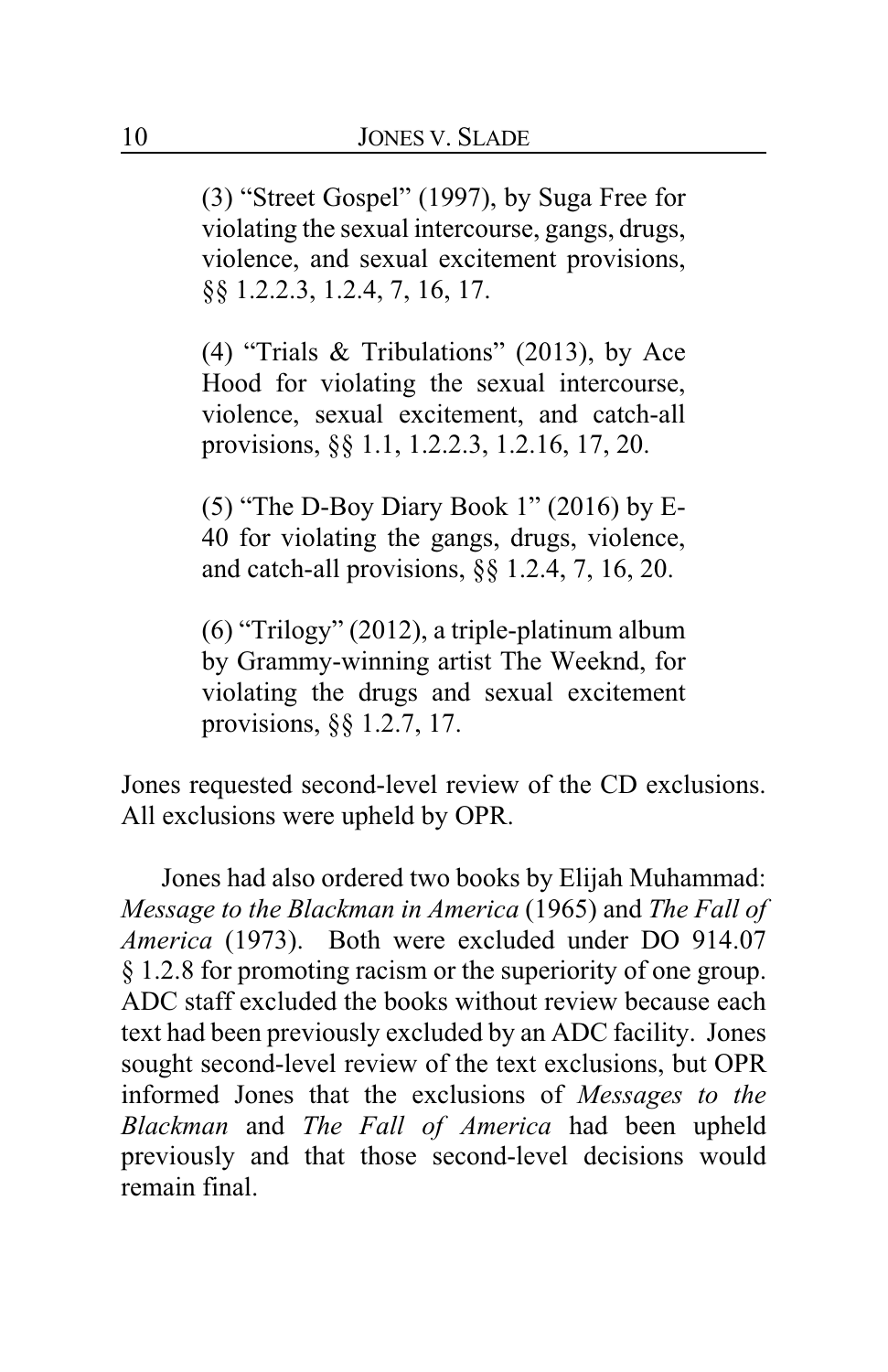(3) "Street Gospel" (1997), by Suga Free for violating the sexual intercourse, gangs, drugs, violence, and sexual excitement provisions, §§ 1.2.2.3, 1.2.4, 7, 16, 17.

(4) "Trials & Tribulations" (2013), by Ace Hood for violating the sexual intercourse, violence, sexual excitement, and catch-all provisions, §§ 1.1, 1.2.2.3, 1.2.16, 17, 20.

(5) "The D-Boy Diary Book 1" (2016) by E-40 for violating the gangs, drugs, violence, and catch-all provisions, §§ 1.2.4, 7, 16, 20.

(6) "Trilogy" (2012), a triple-platinum album by Grammy-winning artist The Weeknd, for violating the drugs and sexual excitement provisions, §§ 1.2.7, 17.

Jones requested second-level review of the CD exclusions. All exclusions were upheld by OPR.

Jones had also ordered two books by Elijah Muhammad: *Message to the Blackman in America* (1965) and *The Fall of America* (1973). Both were excluded under DO 914.07 § 1.2.8 for promoting racism or the superiority of one group. ADC staff excluded the books without review because each text had been previously excluded by an ADC facility. Jones sought second-level review of the text exclusions, but OPR informed Jones that the exclusions of *Messages to the Blackman* and *The Fall of America* had been upheld previously and that those second-level decisions would remain final.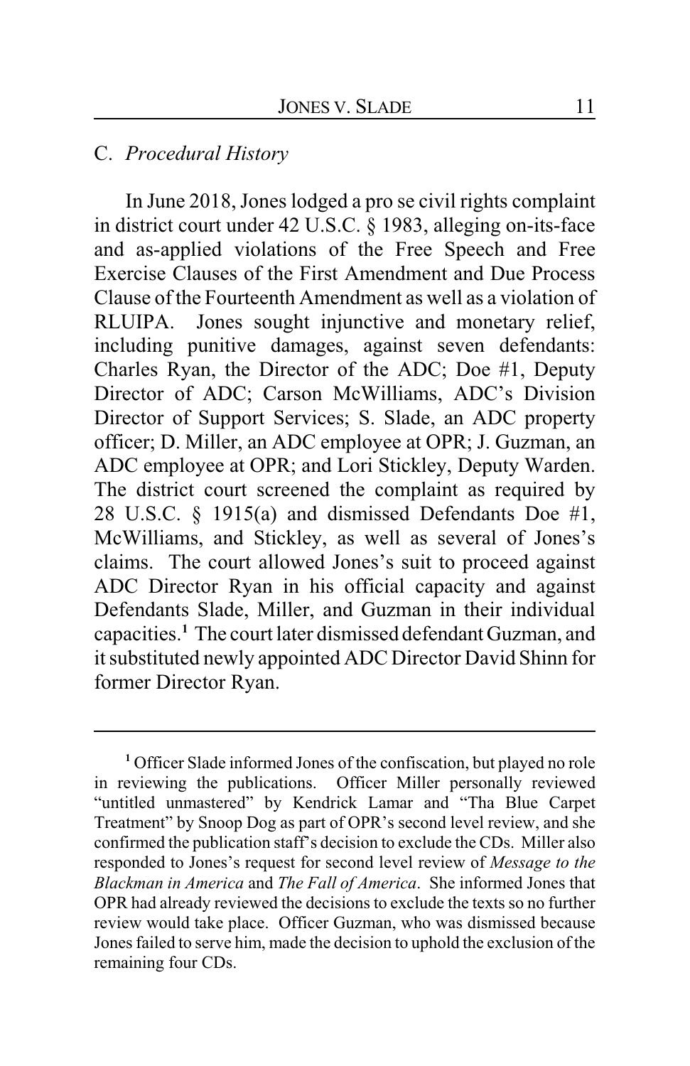### C. *Procedural History*

In June 2018, Jones lodged a pro se civil rights complaint in district court under 42 U.S.C. § 1983, alleging on-its-face and as-applied violations of the Free Speech and Free Exercise Clauses of the First Amendment and Due Process Clause of the Fourteenth Amendment as well as a violation of RLUIPA. Jones sought injunctive and monetary relief, including punitive damages, against seven defendants: Charles Ryan, the Director of the ADC; Doe #1, Deputy Director of ADC; Carson McWilliams, ADC's Division Director of Support Services; S. Slade, an ADC property officer; D. Miller, an ADC employee at OPR; J. Guzman, an ADC employee at OPR; and Lori Stickley, Deputy Warden. The district court screened the complaint as required by 28 U.S.C. § 1915(a) and dismissed Defendants Doe #1, McWilliams, and Stickley, as well as several of Jones's claims. The court allowed Jones's suit to proceed against ADC Director Ryan in his official capacity and against Defendants Slade, Miller, and Guzman in their individual capacities.[1] The court later dismissed defendant Guzman, and it substituted newly appointed ADC Director David Shinn for former Director Ryan.

---

[1] Officer Slade informed Jones of the confiscation, but played no role in reviewing the publications. Officer Miller personally reviewed "untitled unmastered" by Kendrick Lamar and "Tha Blue Carpet Treatment" by Snoop Dog as part of OPR's second level review, and she confirmed the publication staff's decision to exclude the CDs. Miller also responded to Jones's request for second level review of *Message to the Blackman in America* and *The Fall of America*. She informed Jones that OPR had already reviewed the decisions to exclude the texts so no further review would take place. Officer Guzman, who was dismissed because Jones failed to serve him, made the decision to uphold the exclusion of the remaining four CDs.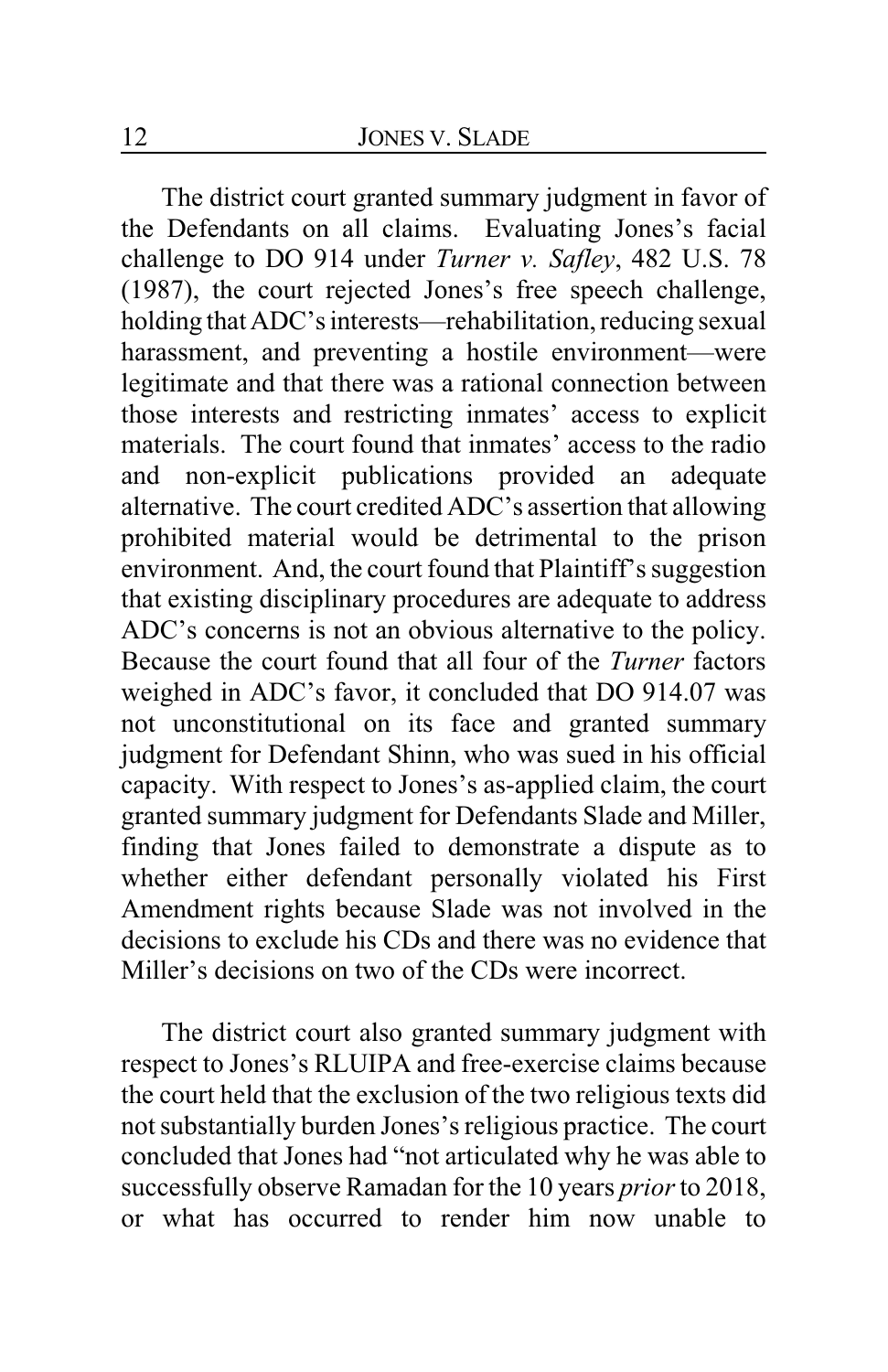The district court granted summary judgment in favor of the Defendants on all claims. Evaluating Jones's facial challenge to DO 914 under *Turner v. Safley*, 482 U.S. 78 (1987), the court rejected Jones's free speech challenge, holding that ADC's interests—rehabilitation, reducing sexual harassment, and preventing a hostile environment—were legitimate and that there was a rational connection between those interests and restricting inmates' access to explicit materials. The court found that inmates' access to the radio and non-explicit publications provided an adequate alternative. The court credited ADC's assertion that allowing prohibited material would be detrimental to the prison environment. And, the court found that Plaintiff's suggestion that existing disciplinary procedures are adequate to address ADC's concerns is not an obvious alternative to the policy. Because the court found that all four of the *Turner* factors weighed in ADC's favor, it concluded that DO 914.07 was not unconstitutional on its face and granted summary judgment for Defendant Shinn, who was sued in his official capacity. With respect to Jones's as-applied claim, the court granted summary judgment for Defendants Slade and Miller, finding that Jones failed to demonstrate a dispute as to whether either defendant personally violated his First Amendment rights because Slade was not involved in the decisions to exclude his CDs and there was no evidence that Miller's decisions on two of the CDs were incorrect.

The district court also granted summary judgment with respect to Jones's RLUIPA and free-exercise claims because the court held that the exclusion of the two religious texts did not substantially burden Jones's religious practice. The court concluded that Jones had "not articulated why he was able to successfully observe Ramadan for the 10 years *prior* to 2018, or what has occurred to render him now unable to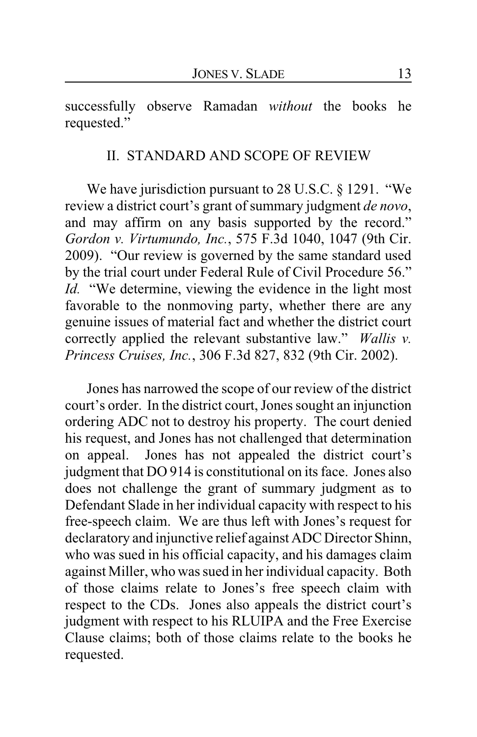successfully observe Ramadan *without* the books he requested."

## II. STANDARD AND SCOPE OF REVIEW

We have jurisdiction pursuant to 28 U.S.C. § 1291. "We review a district court's grant of summary judgment *de novo*, and may affirm on any basis supported by the record." *Gordon v. Virtumundo, Inc.*, 575 F.3d 1040, 1047 (9th Cir. 2009). "Our review is governed by the same standard used by the trial court under Federal Rule of Civil Procedure 56." *Id.* "We determine, viewing the evidence in the light most favorable to the nonmoving party, whether there are any genuine issues of material fact and whether the district court correctly applied the relevant substantive law." *Wallis v. Princess Cruises, Inc.*, 306 F.3d 827, 832 (9th Cir. 2002).

Jones has narrowed the scope of our review of the district court's order. In the district court, Jones sought an injunction ordering ADC not to destroy his property. The court denied his request, and Jones has not challenged that determination on appeal. Jones has not appealed the district court's judgment that DO 914 is constitutional on its face. Jones also does not challenge the grant of summary judgment as to Defendant Slade in her individual capacity with respect to his free-speech claim. We are thus left with Jones's request for declaratory and injunctive relief against ADC Director Shinn, who was sued in his official capacity, and his damages claim against Miller, who was sued in her individual capacity. Both of those claims relate to Jones's free speech claim with respect to the CDs. Jones also appeals the district court's judgment with respect to his RLUIPA and the Free Exercise Clause claims; both of those claims relate to the books he requested.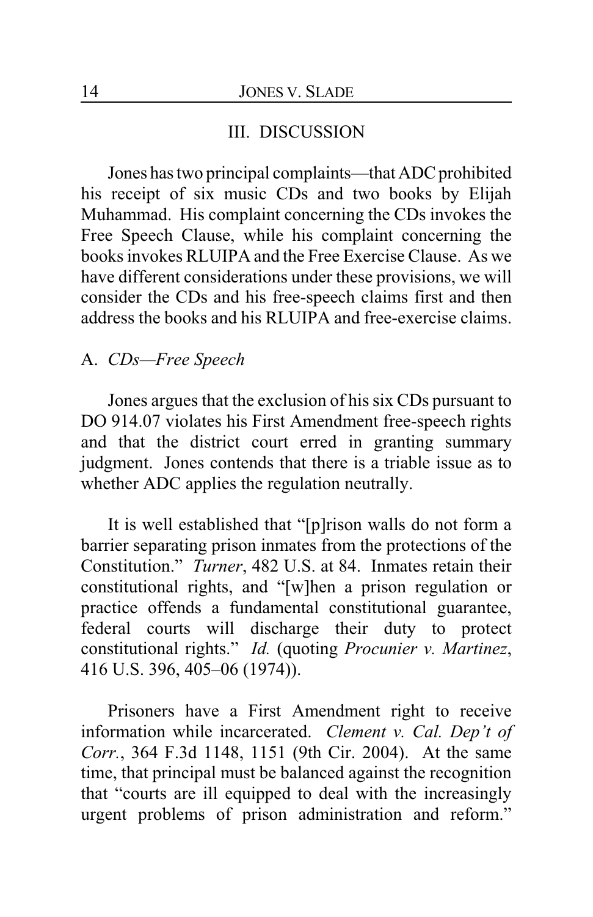## III. DISCUSSION

Jones has two principal complaints—that ADC prohibited his receipt of six music CDs and two books by Elijah Muhammad. His complaint concerning the CDs invokes the Free Speech Clause, while his complaint concerning the books invokes RLUIPA and the Free Exercise Clause. As we have different considerations under these provisions, we will consider the CDs and his free-speech claims first and then address the books and his RLUIPA and free-exercise claims.

### A. *CDs—Free Speech*

Jones argues that the exclusion of his six CDs pursuant to DO 914.07 violates his First Amendment free-speech rights and that the district court erred in granting summary judgment. Jones contends that there is a triable issue as to whether ADC applies the regulation neutrally.

It is well established that "[p]rison walls do not form a barrier separating prison inmates from the protections of the Constitution." *Turner*, 482 U.S. at 84. Inmates retain their constitutional rights, and "[w]hen a prison regulation or practice offends a fundamental constitutional guarantee, federal courts will discharge their duty to protect constitutional rights." *Id.* (quoting *Procunier v. Martinez*, 416 U.S. 396, 405–06 (1974)).

Prisoners have a First Amendment right to receive information while incarcerated. *Clement v. Cal. Dep't of Corr.*, 364 F.3d 1148, 1151 (9th Cir. 2004). At the same time, that principal must be balanced against the recognition that "courts are ill equipped to deal with the increasingly urgent problems of prison administration and reform."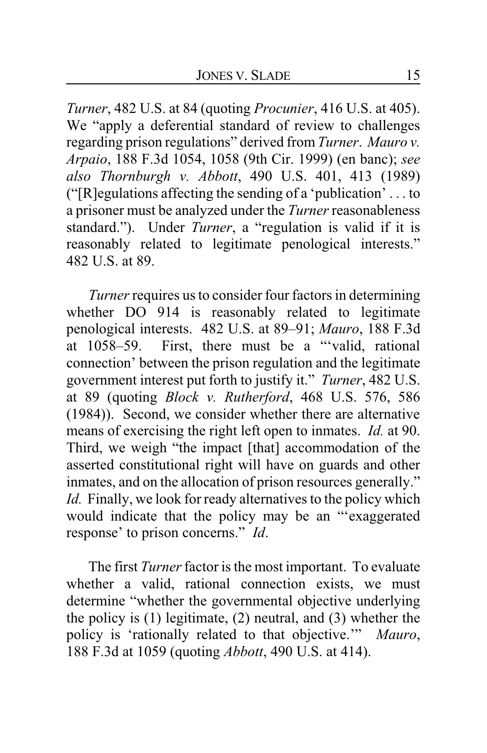*Turner*, 482 U.S. at 84 (quoting *Procunier*, 416 U.S. at 405). We "apply a deferential standard of review to challenges regarding prison regulations" derived from *Turner*. *Mauro v. Arpaio*, 188 F.3d 1054, 1058 (9th Cir. 1999) (en banc); *see also Thornburgh v. Abbott*, 490 U.S. 401, 413 (1989) ("[R]egulations affecting the sending of a 'publication' . . . to a prisoner must be analyzed under the *Turner* reasonableness standard."). Under *Turner*, a "regulation is valid if it is reasonably related to legitimate penological interests." 482 U.S. at 89.

*Turner* requires us to consider four factors in determining whether DO 914 is reasonably related to legitimate penological interests. 482 U.S. at 89–91; *Mauro*, 188 F.3d at 1058–59. First, there must be a "'valid, rational connection' between the prison regulation and the legitimate government interest put forth to justify it." *Turner*, 482 U.S. at 89 (quoting *Block v. Rutherford*, 468 U.S. 576, 586 (1984)). Second, we consider whether there are alternative means of exercising the right left open to inmates. *Id.* at 90. Third, we weigh "the impact [that] accommodation of the asserted constitutional right will have on guards and other inmates, and on the allocation of prison resources generally." *Id.* Finally, we look for ready alternatives to the policy which would indicate that the policy may be an "'exaggerated response' to prison concerns." *Id*.

The first *Turner* factor is the most important. To evaluate whether a valid, rational connection exists, we must determine "whether the governmental objective underlying the policy is (1) legitimate, (2) neutral, and (3) whether the policy is 'rationally related to that objective.'" *Mauro*, 188 F.3d at 1059 (quoting *Abbott*, 490 U.S. at 414).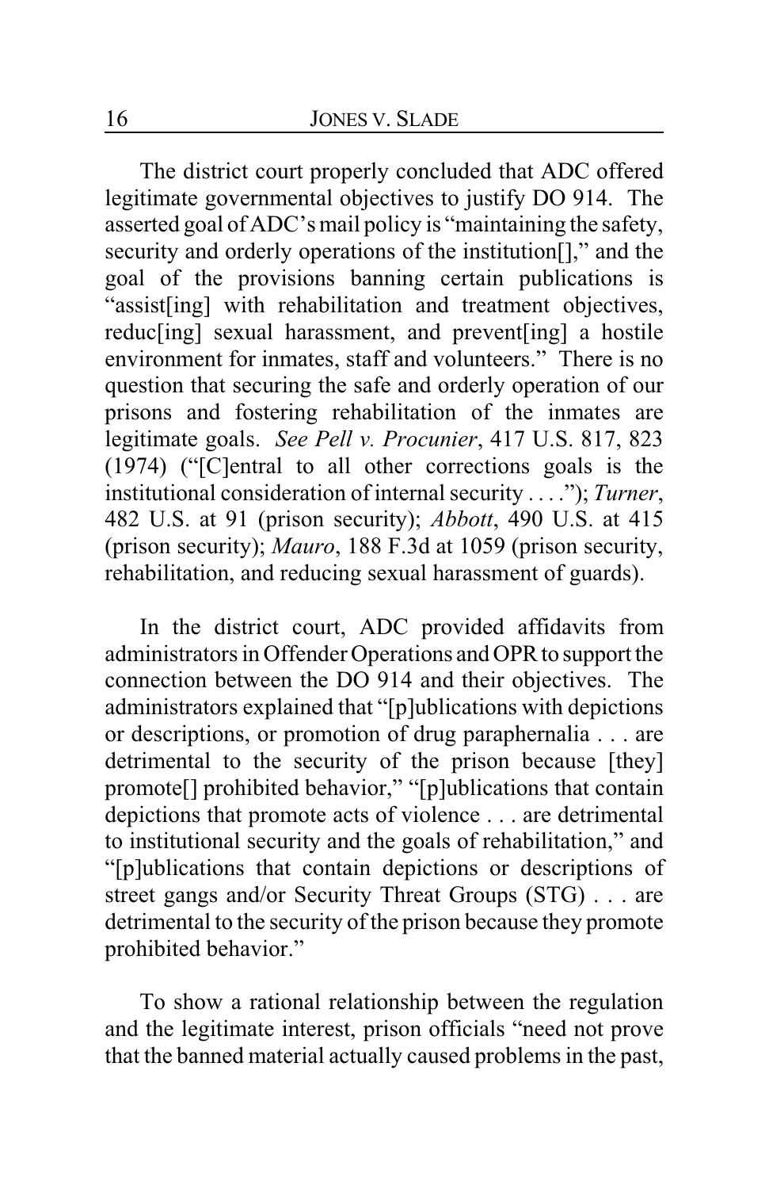The district court properly concluded that ADC offered legitimate governmental objectives to justify DO 914. The asserted goal of ADC's mail policy is "maintaining the safety, security and orderly operations of the institution[]," and the goal of the provisions banning certain publications is "assist[ing] with rehabilitation and treatment objectives, reduc[ing] sexual harassment, and prevent[ing] a hostile environment for inmates, staff and volunteers." There is no question that securing the safe and orderly operation of our prisons and fostering rehabilitation of the inmates are legitimate goals. *See Pell v. Procunier*, 417 U.S. 817, 823 (1974) ("[C]entral to all other corrections goals is the institutional consideration of internal security . . . ."); *Turner*, 482 U.S. at 91 (prison security); *Abbott*, 490 U.S. at 415 (prison security); *Mauro*, 188 F.3d at 1059 (prison security, rehabilitation, and reducing sexual harassment of guards).

In the district court, ADC provided affidavits from administrators in Offender Operations and OPR to support the connection between the DO 914 and their objectives. The administrators explained that "[p]ublications with depictions or descriptions, or promotion of drug paraphernalia . . . are detrimental to the security of the prison because [they] promote[] prohibited behavior," "[p]ublications that contain depictions that promote acts of violence . . . are detrimental to institutional security and the goals of rehabilitation," and "[p]ublications that contain depictions or descriptions of street gangs and/or Security Threat Groups (STG) . . . are detrimental to the security of the prison because they promote prohibited behavior."

To show a rational relationship between the regulation and the legitimate interest, prison officials "need not prove that the banned material actually caused problems in the past,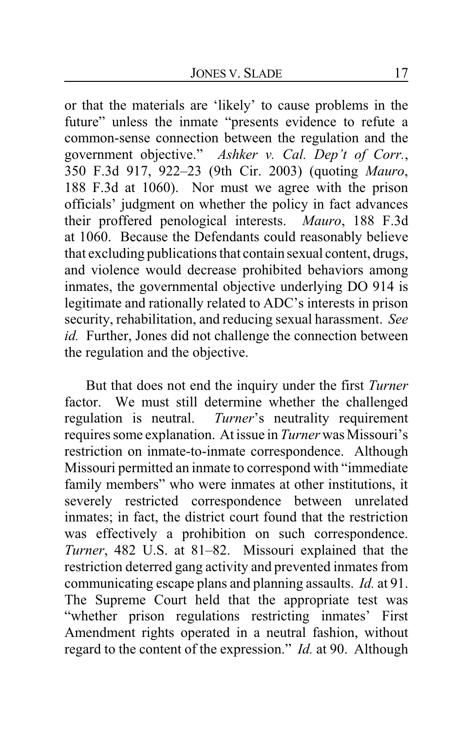or that the materials are 'likely' to cause problems in the future" unless the inmate "presents evidence to refute a common-sense connection between the regulation and the government objective." *Ashker v. Cal. Dep't of Corr.*, 350 F.3d 917, 922–23 (9th Cir. 2003) (quoting *Mauro*, 188 F.3d at 1060). Nor must we agree with the prison officials' judgment on whether the policy in fact advances their proffered penological interests. *Mauro*, 188 F.3d at 1060. Because the Defendants could reasonably believe that excluding publications that contain sexual content, drugs, and violence would decrease prohibited behaviors among inmates, the governmental objective underlying DO 914 is legitimate and rationally related to ADC's interests in prison security, rehabilitation, and reducing sexual harassment. *See id.* Further, Jones did not challenge the connection between the regulation and the objective.

But that does not end the inquiry under the first *Turner* factor. We must still determine whether the challenged regulation is neutral. *Turner*'s neutrality requirement requires some explanation. At issue in *Turner* was Missouri's restriction on inmate-to-inmate correspondence. Although Missouri permitted an inmate to correspond with "immediate family members" who were inmates at other institutions, it severely restricted correspondence between unrelated inmates; in fact, the district court found that the restriction was effectively a prohibition on such correspondence. *Turner*, 482 U.S. at 81–82. Missouri explained that the restriction deterred gang activity and prevented inmates from communicating escape plans and planning assaults. *Id.* at 91. The Supreme Court held that the appropriate test was "whether prison regulations restricting inmates' First Amendment rights operated in a neutral fashion, without regard to the content of the expression." *Id.* at 90. Although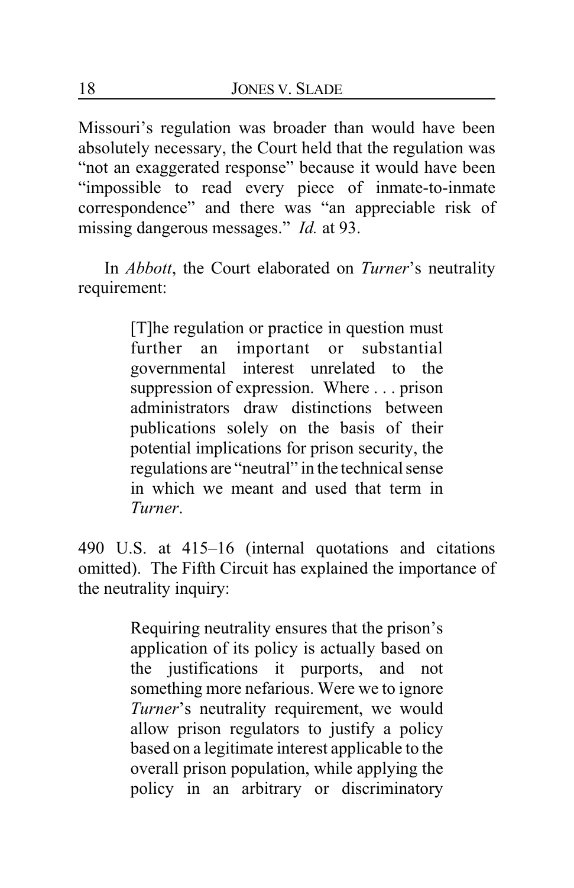Missouri's regulation was broader than would have been absolutely necessary, the Court held that the regulation was "not an exaggerated response" because it would have been "impossible to read every piece of inmate-to-inmate correspondence" and there was "an appreciable risk of missing dangerous messages." *Id.* at 93.

In *Abbott*, the Court elaborated on *Turner*'s neutrality requirement:

> [T]he regulation or practice in question must further an important or substantial governmental interest unrelated to the suppression of expression. Where . . . prison administrators draw distinctions between publications solely on the basis of their potential implications for prison security, the regulations are "neutral" in the technical sense in which we meant and used that term in *Turner*.

490 U.S. at 415–16 (internal quotations and citations omitted). The Fifth Circuit has explained the importance of the neutrality inquiry:

> Requiring neutrality ensures that the prison's application of its policy is actually based on the justifications it purports, and not something more nefarious. Were we to ignore *Turner*'s neutrality requirement, we would allow prison regulators to justify a policy based on a legitimate interest applicable to the overall prison population, while applying the policy in an arbitrary or discriminatory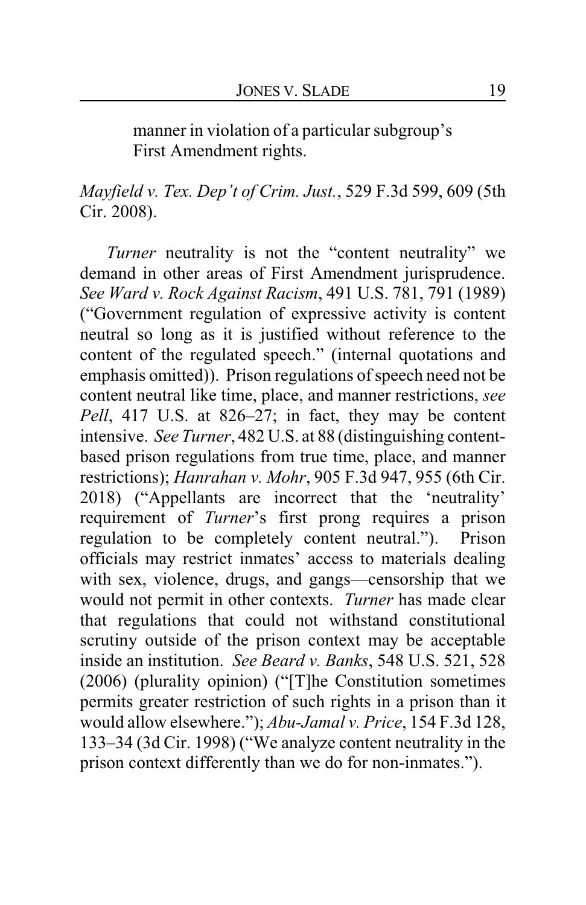> manner in violation of a particular subgroup's First Amendment rights.

*Mayfield v. Tex. Dep't of Crim. Just.*, 529 F.3d 599, 609 (5th Cir. 2008).

*Turner* neutrality is not the "content neutrality" we demand in other areas of First Amendment jurisprudence. *See Ward v. Rock Against Racism*, 491 U.S. 781, 791 (1989) ("Government regulation of expressive activity is content neutral so long as it is justified without reference to the content of the regulated speech." (internal quotations and emphasis omitted)). Prison regulations of speech need not be content neutral like time, place, and manner restrictions, *see Pell*, 417 U.S. at 826–27; in fact, they may be content intensive. *See Turner*, 482 U.S. at 88 (distinguishing content-based prison regulations from true time, place, and manner restrictions); *Hanrahan v. Mohr*, 905 F.3d 947, 955 (6th Cir. 2018) ("Appellants are incorrect that the 'neutrality' requirement of *Turner*'s first prong requires a prison regulation to be completely content neutral."). Prison officials may restrict inmates' access to materials dealing with sex, violence, drugs, and gangs—censorship that we would not permit in other contexts. *Turner* has made clear that regulations that could not withstand constitutional scrutiny outside of the prison context may be acceptable inside an institution. *See Beard v. Banks*, 548 U.S. 521, 528 (2006) (plurality opinion) ("[T]he Constitution sometimes permits greater restriction of such rights in a prison than it would allow elsewhere."); *Abu-Jamal v. Price*, 154 F.3d 128, 133–34 (3d Cir. 1998) ("We analyze content neutrality in the prison context differently than we do for non-inmates.").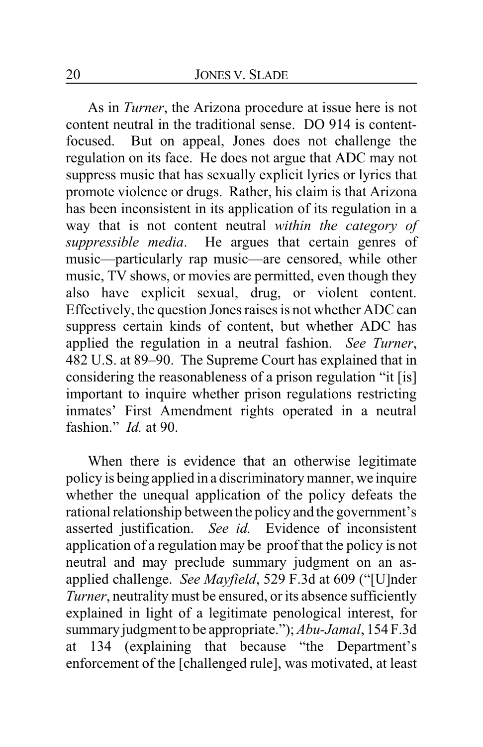As in *Turner*, the Arizona procedure at issue here is not content neutral in the traditional sense. DO 914 is content-focused. But on appeal, Jones does not challenge the regulation on its face. He does not argue that ADC may not suppress music that has sexually explicit lyrics or lyrics that promote violence or drugs. Rather, his claim is that Arizona has been inconsistent in its application of its regulation in a way that is not content neutral *within the category of suppressible media*. He argues that certain genres of music—particularly rap music—are censored, while other music, TV shows, or movies are permitted, even though they also have explicit sexual, drug, or violent content. Effectively, the question Jones raises is not whether ADC can suppress certain kinds of content, but whether ADC has applied the regulation in a neutral fashion. *See Turner*, 482 U.S. at 89–90. The Supreme Court has explained that in considering the reasonableness of a prison regulation "it [is] important to inquire whether prison regulations restricting inmates' First Amendment rights operated in a neutral fashion." *Id.* at 90.

When there is evidence that an otherwise legitimate policy is being applied in a discriminatory manner, we inquire whether the unequal application of the policy defeats the rational relationship between the policy and the government's asserted justification. *See id.* Evidence of inconsistent application of a regulation may be proof that the policy is not neutral and may preclude summary judgment on an as-applied challenge. *See Mayfield*, 529 F.3d at 609 ("[U]nder *Turner*, neutrality must be ensured, or its absence sufficiently explained in light of a legitimate penological interest, for summary judgment to be appropriate."); *Abu-Jamal*, 154 F.3d at 134 (explaining that because "the Department's enforcement of the [challenged rule], was motivated, at least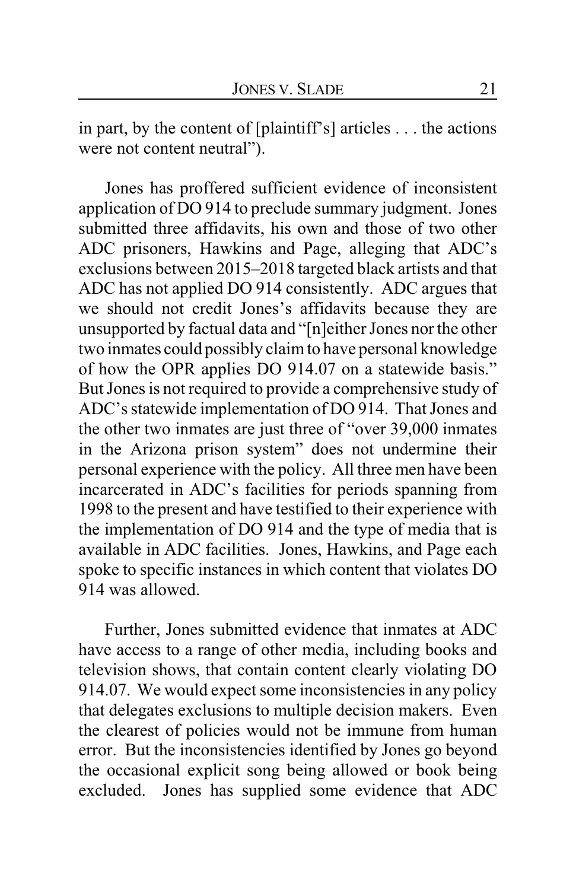in part, by the content of [plaintiff's] articles . . . the actions were not content neutral").

Jones has proffered sufficient evidence of inconsistent application of DO 914 to preclude summary judgment. Jones submitted three affidavits, his own and those of two other ADC prisoners, Hawkins and Page, alleging that ADC's exclusions between 2015–2018 targeted black artists and that ADC has not applied DO 914 consistently. ADC argues that we should not credit Jones's affidavits because they are unsupported by factual data and "[n]either Jones nor the other two inmates could possibly claim to have personal knowledge of how the OPR applies DO 914.07 on a statewide basis." But Jones is not required to provide a comprehensive study of ADC's statewide implementation of DO 914. That Jones and the other two inmates are just three of "over 39,000 inmates in the Arizona prison system" does not undermine their personal experience with the policy. All three men have been incarcerated in ADC's facilities for periods spanning from 1998 to the present and have testified to their experience with the implementation of DO 914 and the type of media that is available in ADC facilities. Jones, Hawkins, and Page each spoke to specific instances in which content that violates DO 914 was allowed.

Further, Jones submitted evidence that inmates at ADC have access to a range of other media, including books and television shows, that contain content clearly violating DO 914.07. We would expect some inconsistencies in any policy that delegates exclusions to multiple decision makers. Even the clearest of policies would not be immune from human error. But the inconsistencies identified by Jones go beyond the occasional explicit song being allowed or book being excluded. Jones has supplied some evidence that ADC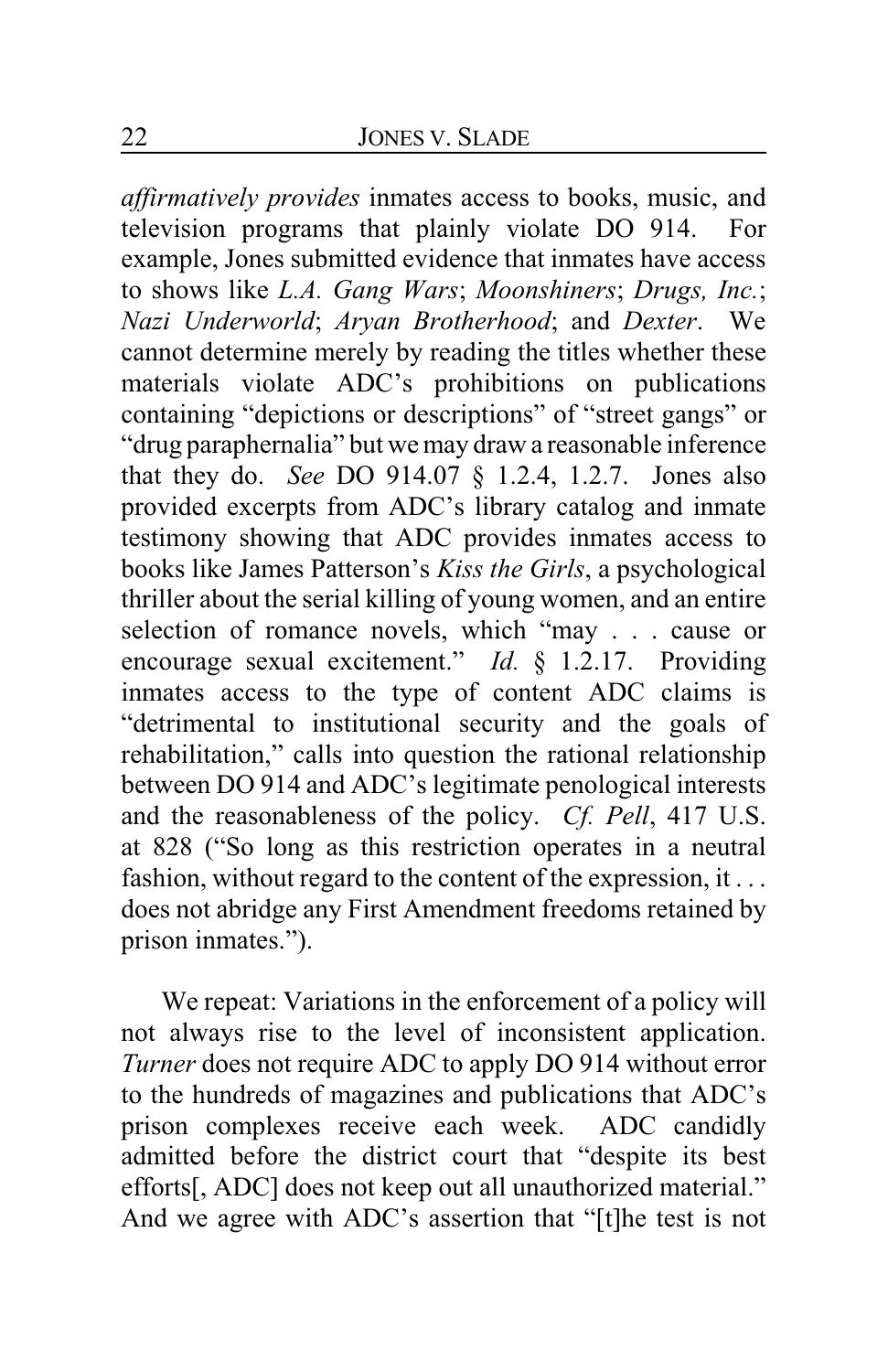*affirmatively provides* inmates access to books, music, and television programs that plainly violate DO 914. For example, Jones submitted evidence that inmates have access to shows like *L.A. Gang Wars*; *Moonshiners*; *Drugs, Inc.*; *Nazi Underworld*; *Aryan Brotherhood*; and *Dexter*. We cannot determine merely by reading the titles whether these materials violate ADC's prohibitions on publications containing "depictions or descriptions" of "street gangs" or "drug paraphernalia" but we may draw a reasonable inference that they do. *See* DO 914.07 § 1.2.4, 1.2.7. Jones also provided excerpts from ADC's library catalog and inmate testimony showing that ADC provides inmates access to books like James Patterson's *Kiss the Girls*, a psychological thriller about the serial killing of young women, and an entire selection of romance novels, which "may . . . cause or encourage sexual excitement." *Id.* § 1.2.17. Providing inmates access to the type of content ADC claims is "detrimental to institutional security and the goals of rehabilitation," calls into question the rational relationship between DO 914 and ADC's legitimate penological interests and the reasonableness of the policy. *Cf. Pell*, 417 U.S. at 828 ("So long as this restriction operates in a neutral fashion, without regard to the content of the expression, it . . . does not abridge any First Amendment freedoms retained by prison inmates.").

We repeat: Variations in the enforcement of a policy will not always rise to the level of inconsistent application. *Turner* does not require ADC to apply DO 914 without error to the hundreds of magazines and publications that ADC's prison complexes receive each week. ADC candidly admitted before the district court that "despite its best efforts[, ADC] does not keep out all unauthorized material." And we agree with ADC's assertion that "[t]he test is not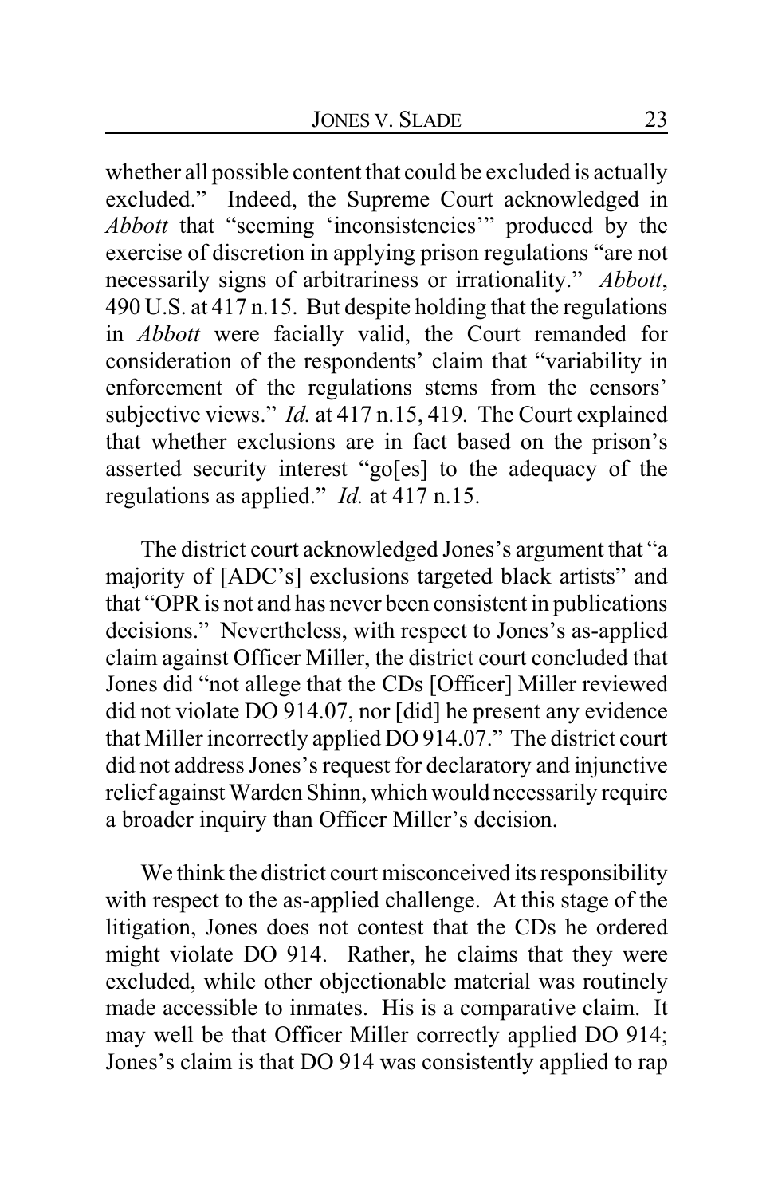whether all possible content that could be excluded is actually excluded." Indeed, the Supreme Court acknowledged in *Abbott* that "seeming 'inconsistencies'" produced by the exercise of discretion in applying prison regulations "are not necessarily signs of arbitrariness or irrationality." *Abbott*, 490 U.S. at 417 n.15. But despite holding that the regulations in *Abbott* were facially valid, the Court remanded for consideration of the respondents' claim that "variability in enforcement of the regulations stems from the censors' subjective views." *Id.* at 417 n.15, 419. The Court explained that whether exclusions are in fact based on the prison's asserted security interest "go[es] to the adequacy of the regulations as applied." *Id.* at 417 n.15.

The district court acknowledged Jones's argument that "a majority of [ADC's] exclusions targeted black artists" and that "OPR is not and has never been consistent in publications decisions." Nevertheless, with respect to Jones's as-applied claim against Officer Miller, the district court concluded that Jones did "not allege that the CDs [Officer] Miller reviewed did not violate DO 914.07, nor [did] he present any evidence that Miller incorrectly applied DO 914.07." The district court did not address Jones's request for declaratory and injunctive relief against Warden Shinn, which would necessarily require a broader inquiry than Officer Miller's decision.

We think the district court misconceived its responsibility with respect to the as-applied challenge. At this stage of the litigation, Jones does not contest that the CDs he ordered might violate DO 914. Rather, he claims that they were excluded, while other objectionable material was routinely made accessible to inmates. His is a comparative claim. It may well be that Officer Miller correctly applied DO 914; Jones's claim is that DO 914 was consistently applied to rap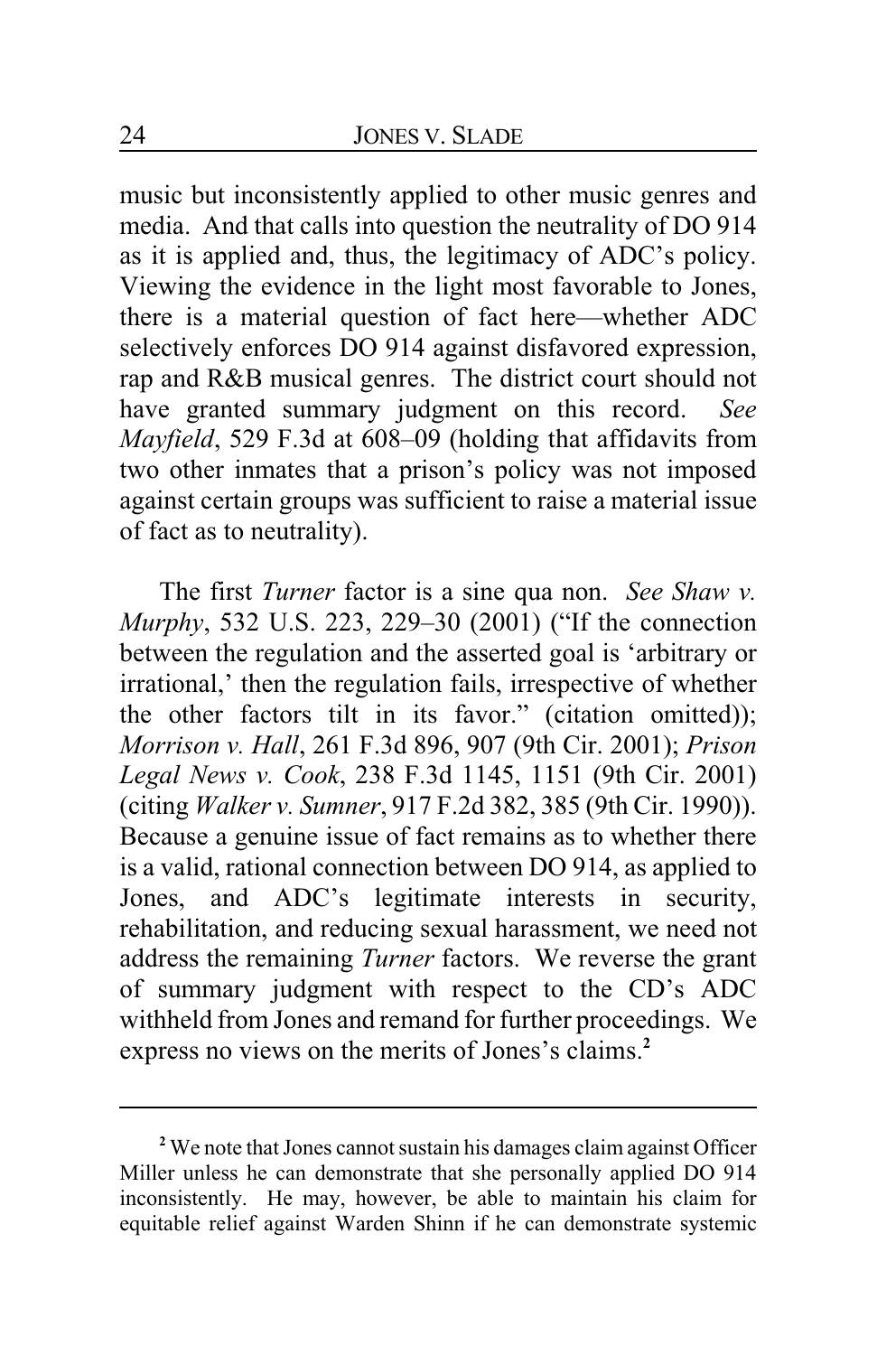music but inconsistently applied to other music genres and media. And that calls into question the neutrality of DO 914 as it is applied and, thus, the legitimacy of ADC's policy. Viewing the evidence in the light most favorable to Jones, there is a material question of fact here—whether ADC selectively enforces DO 914 against disfavored expression, rap and R&B musical genres. The district court should not have granted summary judgment on this record. *See Mayfield*, 529 F.3d at 608–09 (holding that affidavits from two other inmates that a prison's policy was not imposed against certain groups was sufficient to raise a material issue of fact as to neutrality).

The first *Turner* factor is a sine qua non. *See Shaw v. Murphy*, 532 U.S. 223, 229–30 (2001) ("If the connection between the regulation and the asserted goal is 'arbitrary or irrational,' then the regulation fails, irrespective of whether the other factors tilt in its favor." (citation omitted)); *Morrison v. Hall*, 261 F.3d 896, 907 (9th Cir. 2001); *Prison Legal News v. Cook*, 238 F.3d 1145, 1151 (9th Cir. 2001) (citing *Walker v. Sumner*, 917 F.2d 382, 385 (9th Cir. 1990)). Because a genuine issue of fact remains as to whether there is a valid, rational connection between DO 914, as applied to Jones, and ADC's legitimate interests in security, rehabilitation, and reducing sexual harassment, we need not address the remaining *Turner* factors. We reverse the grant of summary judgment with respect to the CD's ADC withheld from Jones and remand for further proceedings. We express no views on the merits of Jones's claims.[2]

---

[2] We note that Jones cannot sustain his damages claim against Officer Miller unless he can demonstrate that she personally applied DO 914 inconsistently. He may, however, be able to maintain his claim for equitable relief against Warden Shinn if he can demonstrate systemic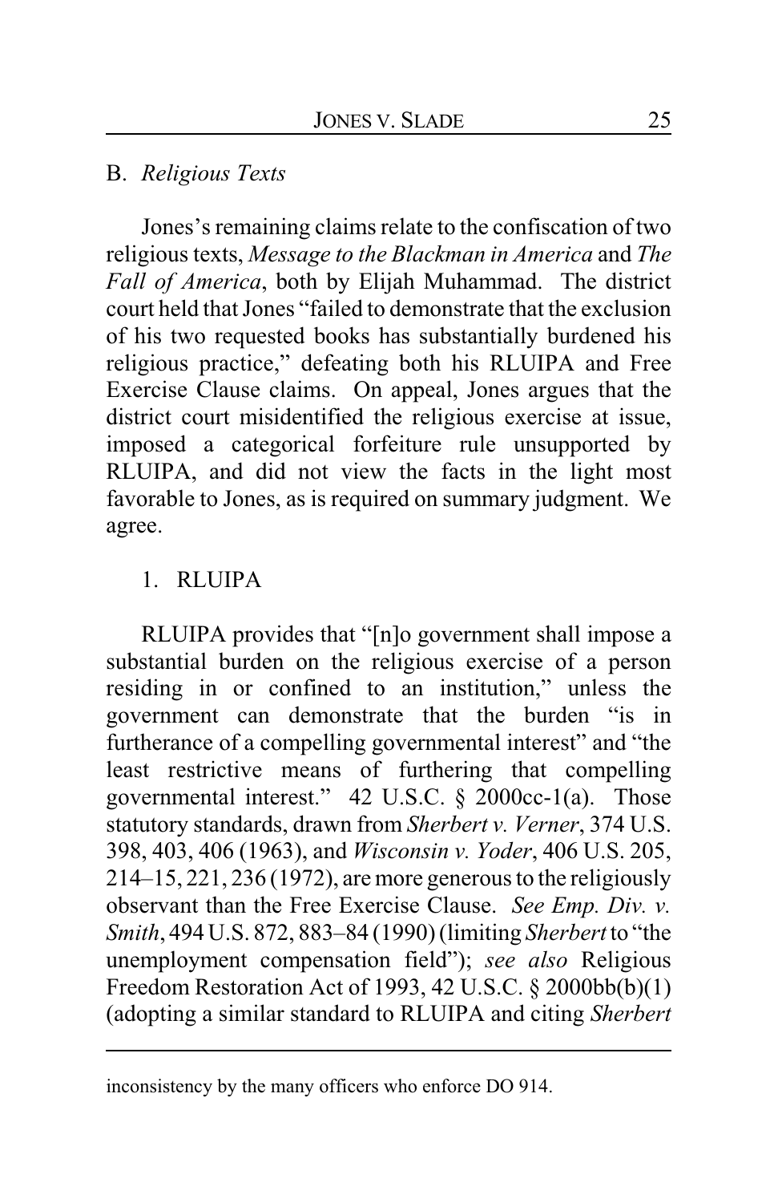### B. *Religious Texts*

Jones's remaining claims relate to the confiscation of two religious texts, *Message to the Blackman in America* and *The Fall of America*, both by Elijah Muhammad. The district court held that Jones "failed to demonstrate that the exclusion of his two requested books has substantially burdened his religious practice," defeating both his RLUIPA and Free Exercise Clause claims. On appeal, Jones argues that the district court misidentified the religious exercise at issue, imposed a categorical forfeiture rule unsupported by RLUIPA, and did not view the facts in the light most favorable to Jones, as is required on summary judgment. We agree.

#### 1. RLUIPA

RLUIPA provides that "[n]o government shall impose a substantial burden on the religious exercise of a person residing in or confined to an institution," unless the government can demonstrate that the burden "is in furtherance of a compelling governmental interest" and "the least restrictive means of furthering that compelling governmental interest." 42 U.S.C. § 2000cc-1(a). Those statutory standards, drawn from *Sherbert v. Verner*, 374 U.S. 398, 403, 406 (1963), and *Wisconsin v. Yoder*, 406 U.S. 205, 214–15, 221, 236 (1972), are more generous to the religiously observant than the Free Exercise Clause. *See Emp. Div. v. Smith*, 494 U.S. 872, 883–84 (1990) (limiting *Sherbert* to "the unemployment compensation field"); *see also* Religious Freedom Restoration Act of 1993, 42 U.S.C. § 2000bb(b)(1) (adopting a similar standard to RLUIPA and citing *Sherbert*

---

inconsistency by the many officers who enforce DO 914.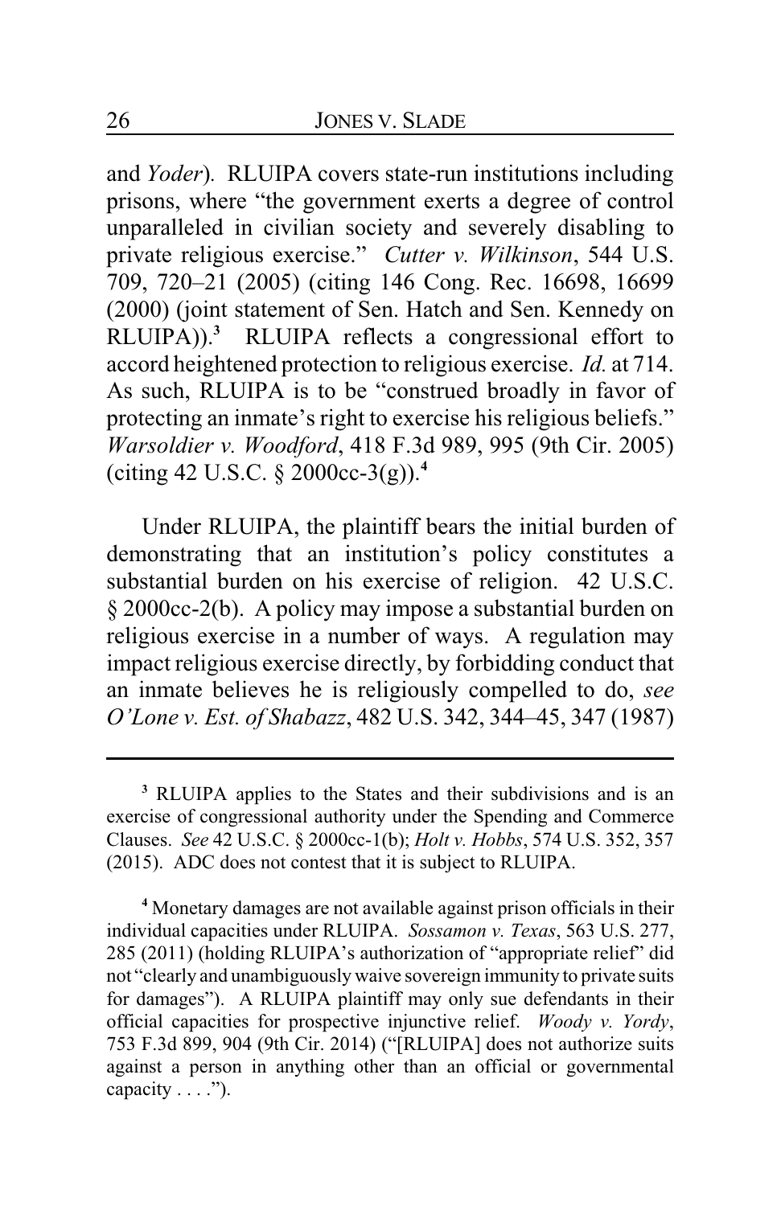and *Yoder*). RLUIPA covers state-run institutions including prisons, where "the government exerts a degree of control unparalleled in civilian society and severely disabling to private religious exercise." *Cutter v. Wilkinson*, 544 U.S. 709, 720–21 (2005) (citing 146 Cong. Rec. 16698, 16699 (2000) (joint statement of Sen. Hatch and Sen. Kennedy on RLUIPA)).[3] RLUIPA reflects a congressional effort to accord heightened protection to religious exercise. *Id.* at 714. As such, RLUIPA is to be "construed broadly in favor of protecting an inmate's right to exercise his religious beliefs." *Warsoldier v. Woodford*, 418 F.3d 989, 995 (9th Cir. 2005) (citing 42 U.S.C. § 2000cc-3(g)).[4]

Under RLUIPA, the plaintiff bears the initial burden of demonstrating that an institution's policy constitutes a substantial burden on his exercise of religion. 42 U.S.C. § 2000cc-2(b). A policy may impose a substantial burden on religious exercise in a number of ways. A regulation may impact religious exercise directly, by forbidding conduct that an inmate believes he is religiously compelled to do, *see O'Lone v. Est. of Shabazz*, 482 U.S. 342, 344–45, 347 (1987)

---

[3] RLUIPA applies to the States and their subdivisions and is an exercise of congressional authority under the Spending and Commerce Clauses. *See* 42 U.S.C. § 2000cc-1(b); *Holt v. Hobbs*, 574 U.S. 352, 357 (2015). ADC does not contest that it is subject to RLUIPA.

[4] Monetary damages are not available against prison officials in their individual capacities under RLUIPA. *Sossamon v. Texas*, 563 U.S. 277, 285 (2011) (holding RLUIPA's authorization of "appropriate relief" did not "clearly and unambiguously waive sovereign immunity to private suits for damages"). A RLUIPA plaintiff may only sue defendants in their official capacities for prospective injunctive relief. *Woody v. Yordy*, 753 F.3d 899, 904 (9th Cir. 2014) ("[RLUIPA] does not authorize suits against a person in anything other than an official or governmental capacity . . . .").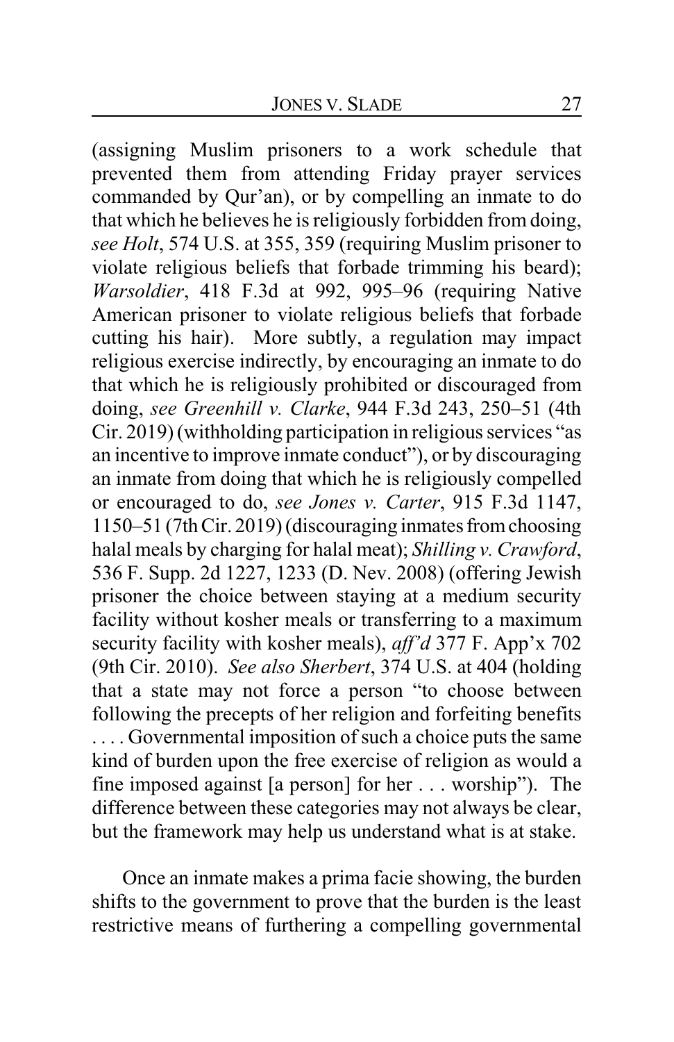(assigning Muslim prisoners to a work schedule that prevented them from attending Friday prayer services commanded by Qur'an), or by compelling an inmate to do that which he believes he is religiously forbidden from doing, *see Holt*, 574 U.S. at 355, 359 (requiring Muslim prisoner to violate religious beliefs that forbade trimming his beard); *Warsoldier*, 418 F.3d at 992, 995–96 (requiring Native American prisoner to violate religious beliefs that forbade cutting his hair). More subtly, a regulation may impact religious exercise indirectly, by encouraging an inmate to do that which he is religiously prohibited or discouraged from doing, *see Greenhill v. Clarke*, 944 F.3d 243, 250–51 (4th Cir. 2019) (withholding participation in religious services "as an incentive to improve inmate conduct"), or by discouraging an inmate from doing that which he is religiously compelled or encouraged to do, *see Jones v. Carter*, 915 F.3d 1147, 1150–51 (7th Cir. 2019) (discouraging inmates from choosing halal meals by charging for halal meat); *Shilling v. Crawford*, 536 F. Supp. 2d 1227, 1233 (D. Nev. 2008) (offering Jewish prisoner the choice between staying at a medium security facility without kosher meals or transferring to a maximum security facility with kosher meals), *aff'd* 377 F. App'x 702 (9th Cir. 2010). *See also Sherbert*, 374 U.S. at 404 (holding that a state may not force a person "to choose between following the precepts of her religion and forfeiting benefits . . . . Governmental imposition of such a choice puts the same kind of burden upon the free exercise of religion as would a fine imposed against [a person] for her . . . worship"). The difference between these categories may not always be clear, but the framework may help us understand what is at stake.

Once an inmate makes a prima facie showing, the burden shifts to the government to prove that the burden is the least restrictive means of furthering a compelling governmental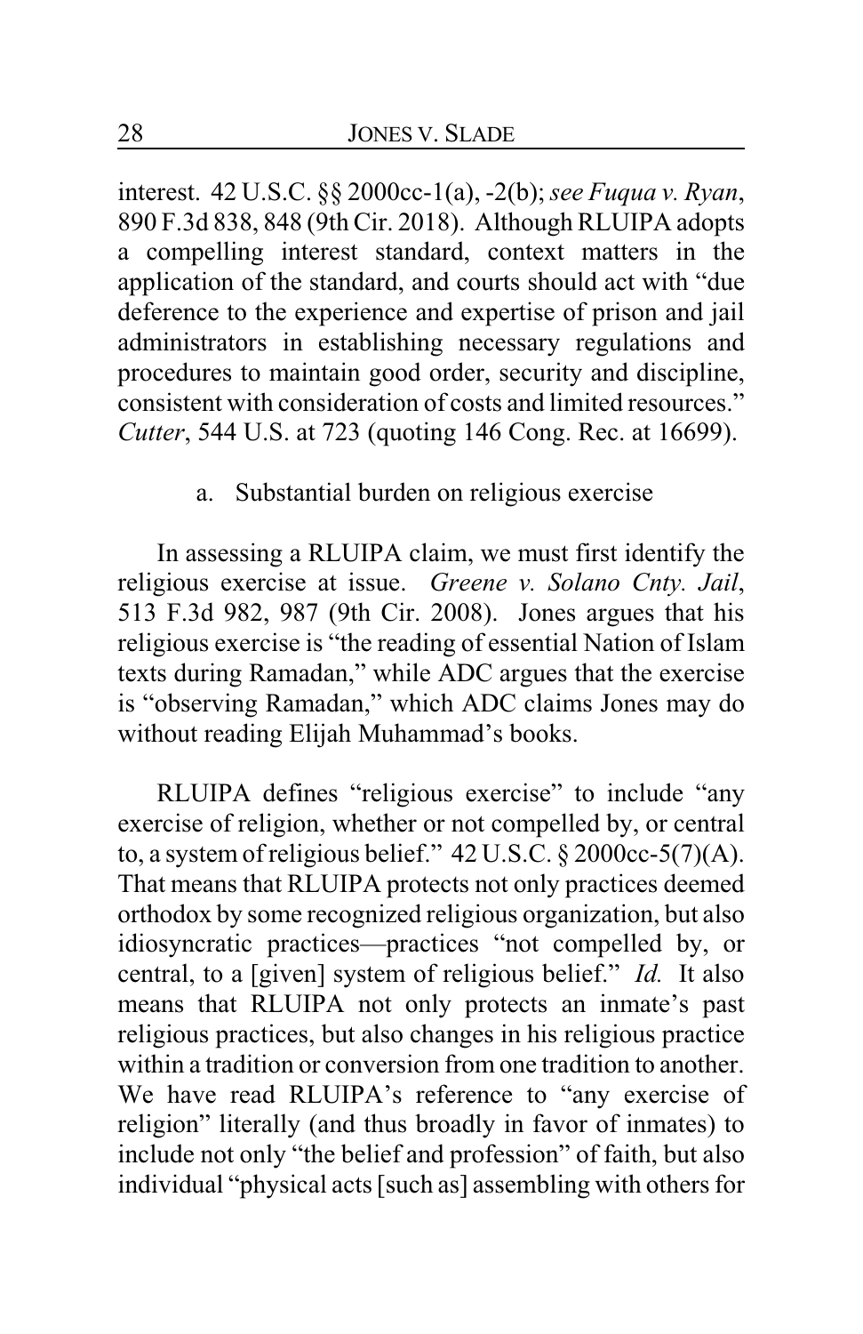interest. 42 U.S.C. §§ 2000cc-1(a), -2(b); *see Fuqua v. Ryan*, 890 F.3d 838, 848 (9th Cir. 2018). Although RLUIPA adopts a compelling interest standard, context matters in the application of the standard, and courts should act with "due deference to the experience and expertise of prison and jail administrators in establishing necessary regulations and procedures to maintain good order, security and discipline, consistent with consideration of costs and limited resources." *Cutter*, 544 U.S. at 723 (quoting 146 Cong. Rec. at 16699).

a. Substantial burden on religious exercise

In assessing a RLUIPA claim, we must first identify the religious exercise at issue. *Greene v. Solano Cnty. Jail*, 513 F.3d 982, 987 (9th Cir. 2008). Jones argues that his religious exercise is "the reading of essential Nation of Islam texts during Ramadan," while ADC argues that the exercise is "observing Ramadan," which ADC claims Jones may do without reading Elijah Muhammad's books.

RLUIPA defines "religious exercise" to include "any exercise of religion, whether or not compelled by, or central to, a system of religious belief." 42 U.S.C. § 2000cc-5(7)(A). That means that RLUIPA protects not only practices deemed orthodox by some recognized religious organization, but also idiosyncratic practices—practices "not compelled by, or central, to a [given] system of religious belief." *Id.* It also means that RLUIPA not only protects an inmate's past religious practices, but also changes in his religious practice within a tradition or conversion from one tradition to another. We have read RLUIPA's reference to "any exercise of religion" literally (and thus broadly in favor of inmates) to include not only "the belief and profession" of faith, but also individual "physical acts [such as] assembling with others for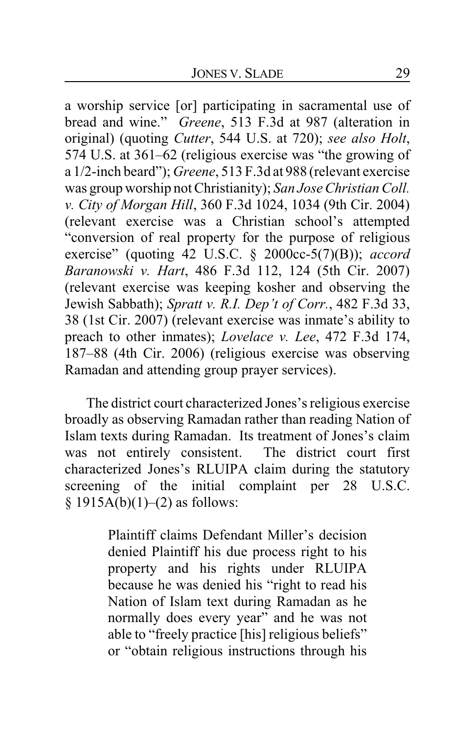a worship service [or] participating in sacramental use of bread and wine." *Greene*, 513 F.3d at 987 (alteration in original) (quoting *Cutter*, 544 U.S. at 720); *see also Holt*, 574 U.S. at 361–62 (religious exercise was "the growing of a 1/2-inch beard"); *Greene*, 513 F.3d at 988 (relevant exercise was group worship not Christianity); *San Jose Christian Coll. v. City of Morgan Hill*, 360 F.3d 1024, 1034 (9th Cir. 2004) (relevant exercise was a Christian school's attempted "conversion of real property for the purpose of religious exercise" (quoting 42 U.S.C. § 2000cc-5(7)(B)); *accord Baranowski v. Hart*, 486 F.3d 112, 124 (5th Cir. 2007) (relevant exercise was keeping kosher and observing the Jewish Sabbath); *Spratt v. R.I. Dep't of Corr.*, 482 F.3d 33, 38 (1st Cir. 2007) (relevant exercise was inmate's ability to preach to other inmates); *Lovelace v. Lee*, 472 F.3d 174, 187–88 (4th Cir. 2006) (religious exercise was observing Ramadan and attending group prayer services).

The district court characterized Jones's religious exercise broadly as observing Ramadan rather than reading Nation of Islam texts during Ramadan. Its treatment of Jones's claim was not entirely consistent. The district court first characterized Jones's RLUIPA claim during the statutory screening of the initial complaint per 28 U.S.C. § 1915A(b)(1)–(2) as follows:

> Plaintiff claims Defendant Miller's decision denied Plaintiff his due process right to his property and his rights under RLUIPA because he was denied his "right to read his Nation of Islam text during Ramadan as he normally does every year" and he was not able to "freely practice [his] religious beliefs" or "obtain religious instructions through his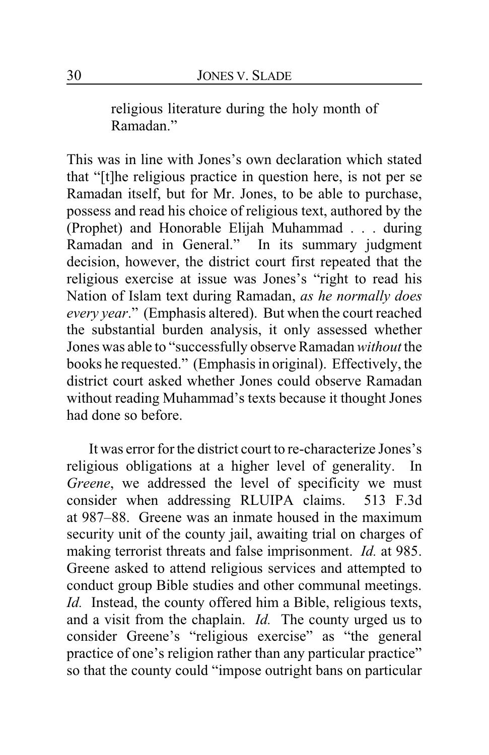> religious literature during the holy month of Ramadan."

This was in line with Jones's own declaration which stated that "[t]he religious practice in question here, is not per se Ramadan itself, but for Mr. Jones, to be able to purchase, possess and read his choice of religious text, authored by the (Prophet) and Honorable Elijah Muhammad . . . during Ramadan and in General." In its summary judgment decision, however, the district court first repeated that the religious exercise at issue was Jones's "right to read his Nation of Islam text during Ramadan, *as he normally does every year*." (Emphasis altered). But when the court reached the substantial burden analysis, it only assessed whether Jones was able to "successfully observe Ramadan *without* the books he requested." (Emphasis in original). Effectively, the district court asked whether Jones could observe Ramadan without reading Muhammad's texts because it thought Jones had done so before.

It was error for the district court to re-characterize Jones's religious obligations at a higher level of generality. In *Greene*, we addressed the level of specificity we must consider when addressing RLUIPA claims. 513 F.3d at 987–88. Greene was an inmate housed in the maximum security unit of the county jail, awaiting trial on charges of making terrorist threats and false imprisonment. *Id.* at 985. Greene asked to attend religious services and attempted to conduct group Bible studies and other communal meetings. *Id.* Instead, the county offered him a Bible, religious texts, and a visit from the chaplain. *Id.* The county urged us to consider Greene's "religious exercise" as "the general practice of one's religion rather than any particular practice" so that the county could "impose outright bans on particular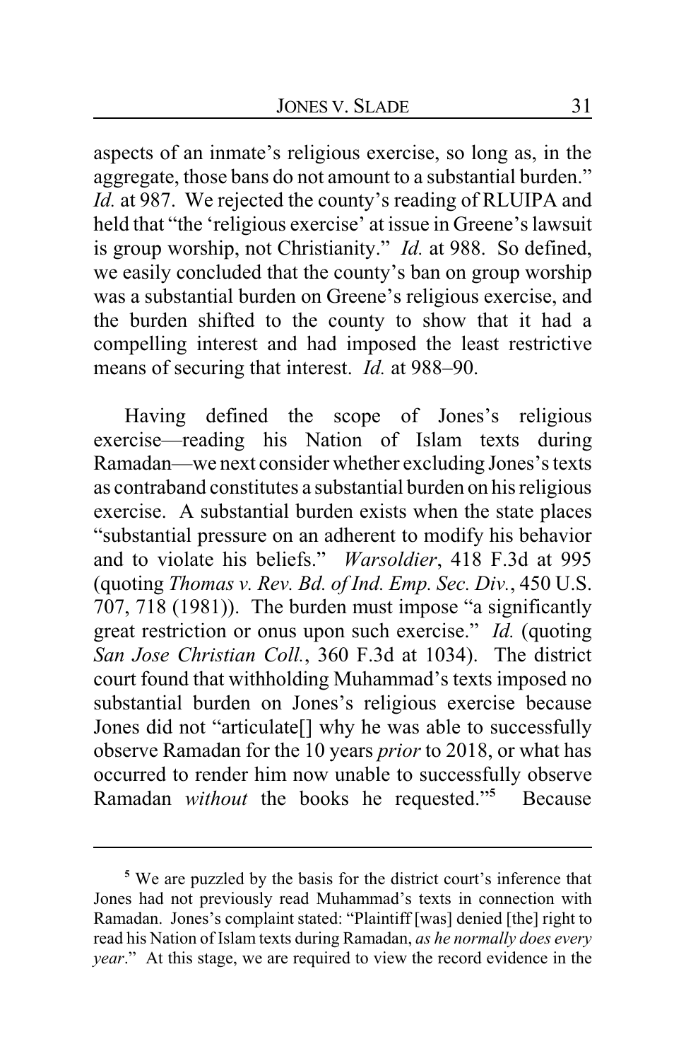aspects of an inmate's religious exercise, so long as, in the aggregate, those bans do not amount to a substantial burden." *Id.* at 987. We rejected the county's reading of RLUIPA and held that "the 'religious exercise' at issue in Greene's lawsuit is group worship, not Christianity." *Id.* at 988. So defined, we easily concluded that the county's ban on group worship was a substantial burden on Greene's religious exercise, and the burden shifted to the county to show that it had a compelling interest and had imposed the least restrictive means of securing that interest. *Id.* at 988–90.

Having defined the scope of Jones's religious exercise—reading his Nation of Islam texts during Ramadan—we next consider whether excluding Jones's texts as contraband constitutes a substantial burden on his religious exercise. A substantial burden exists when the state places "substantial pressure on an adherent to modify his behavior and to violate his beliefs." *Warsoldier*, 418 F.3d at 995 (quoting *Thomas v. Rev. Bd. of Ind. Emp. Sec. Div.*, 450 U.S. 707, 718 (1981)). The burden must impose "a significantly great restriction or onus upon such exercise." *Id.* (quoting *San Jose Christian Coll.*, 360 F.3d at 1034). The district court found that withholding Muhammad's texts imposed no substantial burden on Jones's religious exercise because Jones did not "articulate[] why he was able to successfully observe Ramadan for the 10 years *prior* to 2018, or what has occurred to render him now unable to successfully observe Ramadan *without* the books he requested."[5] Because

[5] We are puzzled by the basis for the district court's inference that Jones had not previously read Muhammad's texts in connection with Ramadan. Jones's complaint stated: "Plaintiff [was] denied [the] right to read his Nation of Islam texts during Ramadan, *as he normally does every year*." At this stage, we are required to view the record evidence in the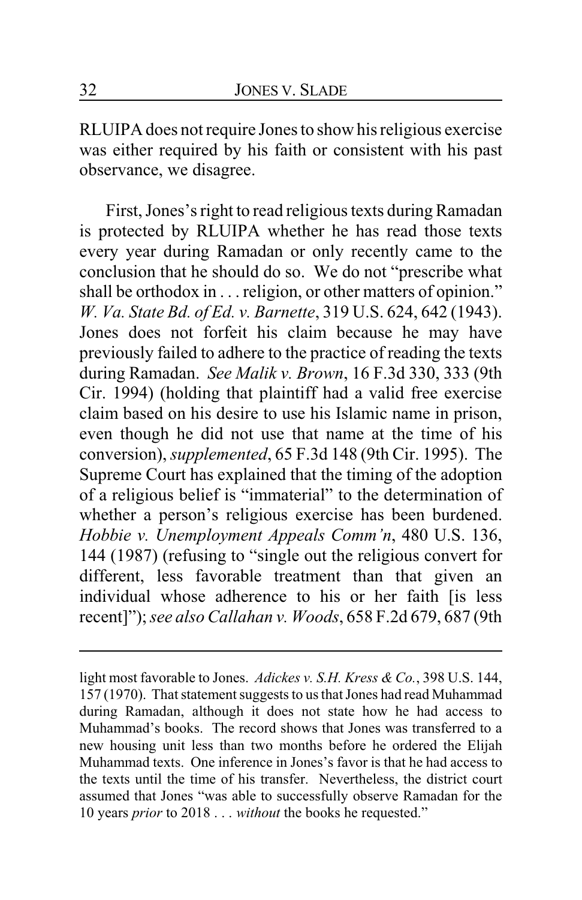RLUIPA does not require Jones to show his religious exercise was either required by his faith or consistent with his past observance, we disagree.

First, Jones's right to read religious texts during Ramadan is protected by RLUIPA whether he has read those texts every year during Ramadan or only recently came to the conclusion that he should do so. We do not "prescribe what shall be orthodox in . . . religion, or other matters of opinion." *W. Va. State Bd. of Ed. v. Barnette*, 319 U.S. 624, 642 (1943). Jones does not forfeit his claim because he may have previously failed to adhere to the practice of reading the texts during Ramadan. *See Malik v. Brown*, 16 F.3d 330, 333 (9th Cir. 1994) (holding that plaintiff had a valid free exercise claim based on his desire to use his Islamic name in prison, even though he did not use that name at the time of his conversion), *supplemented*, 65 F.3d 148 (9th Cir. 1995). The Supreme Court has explained that the timing of the adoption of a religious belief is "immaterial" to the determination of whether a person's religious exercise has been burdened. *Hobbie v. Unemployment Appeals Comm'n*, 480 U.S. 136, 144 (1987) (refusing to "single out the religious convert for different, less favorable treatment than that given an individual whose adherence to his or her faith [is less recent]"); *see also Callahan v. Woods*, 658 F.2d 679, 687 (9th

---

light most favorable to Jones. *Adickes v. S.H. Kress & Co.*, 398 U.S. 144, 157 (1970). That statement suggests to us that Jones had read Muhammad during Ramadan, although it does not state how he had access to Muhammad's books. The record shows that Jones was transferred to a new housing unit less than two months before he ordered the Elijah Muhammad texts. One inference in Jones's favor is that he had access to the texts until the time of his transfer. Nevertheless, the district court assumed that Jones "was able to successfully observe Ramadan for the 10 years *prior* to 2018 . . . *without* the books he requested."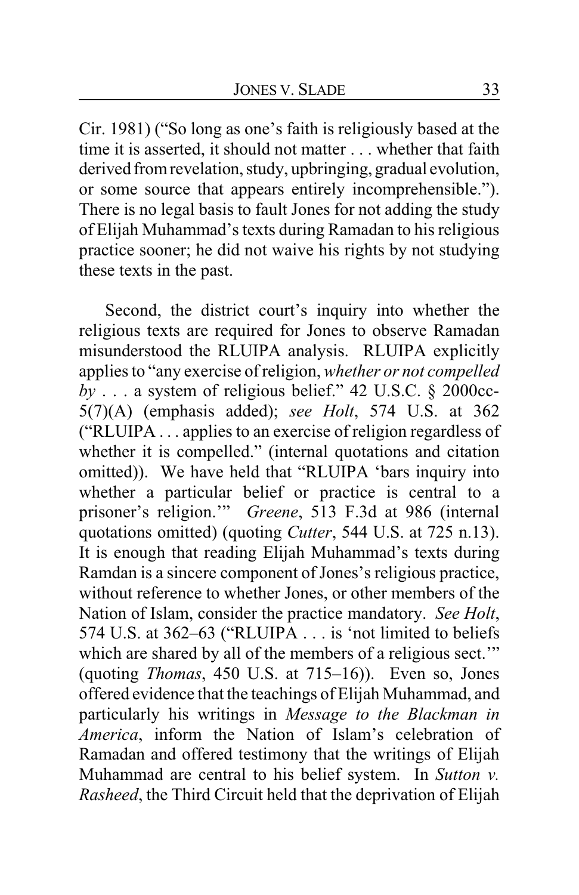Cir. 1981) ("So long as one's faith is religiously based at the time it is asserted, it should not matter . . . whether that faith derived from revelation, study, upbringing, gradual evolution, or some source that appears entirely incomprehensible."). There is no legal basis to fault Jones for not adding the study of Elijah Muhammad's texts during Ramadan to his religious practice sooner; he did not waive his rights by not studying these texts in the past.

Second, the district court's inquiry into whether the religious texts are required for Jones to observe Ramadan misunderstood the RLUIPA analysis. RLUIPA explicitly applies to "any exercise of religion, *whether or not compelled by* . . . a system of religious belief." 42 U.S.C. § 2000cc-5(7)(A) (emphasis added); *see Holt*, 574 U.S. at 362 ("RLUIPA . . . applies to an exercise of religion regardless of whether it is compelled." (internal quotations and citation omitted)). We have held that "RLUIPA 'bars inquiry into whether a particular belief or practice is central to a prisoner's religion.'" *Greene*, 513 F.3d at 986 (internal quotations omitted) (quoting *Cutter*, 544 U.S. at 725 n.13). It is enough that reading Elijah Muhammad's texts during Ramdan is a sincere component of Jones's religious practice, without reference to whether Jones, or other members of the Nation of Islam, consider the practice mandatory. *See Holt*, 574 U.S. at 362–63 ("RLUIPA . . . is 'not limited to beliefs which are shared by all of the members of a religious sect.'" (quoting *Thomas*, 450 U.S. at 715–16)). Even so, Jones offered evidence that the teachings of Elijah Muhammad, and particularly his writings in *Message to the Blackman in America*, inform the Nation of Islam's celebration of Ramadan and offered testimony that the writings of Elijah Muhammad are central to his belief system. In *Sutton v. Rasheed*, the Third Circuit held that the deprivation of Elijah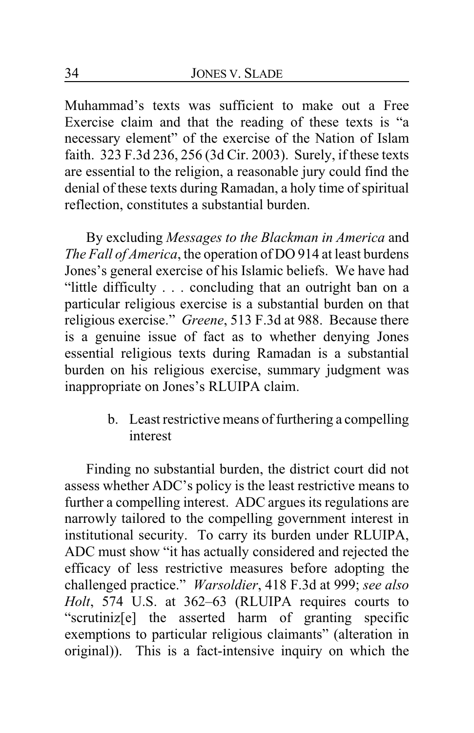Muhammad's texts was sufficient to make out a Free Exercise claim and that the reading of these texts is "a necessary element" of the exercise of the Nation of Islam faith. 323 F.3d 236, 256 (3d Cir. 2003). Surely, if these texts are essential to the religion, a reasonable jury could find the denial of these texts during Ramadan, a holy time of spiritual reflection, constitutes a substantial burden.

By excluding *Messages to the Blackman in America* and *The Fall of America*, the operation of DO 914 at least burdens Jones's general exercise of his Islamic beliefs. We have had "little difficulty . . . concluding that an outright ban on a particular religious exercise is a substantial burden on that religious exercise." *Greene*, 513 F.3d at 988. Because there is a genuine issue of fact as to whether denying Jones essential religious texts during Ramadan is a substantial burden on his religious exercise, summary judgment was inappropriate on Jones's RLUIPA claim.

#### b. Least restrictive means of furthering a compelling interest

Finding no substantial burden, the district court did not assess whether ADC's policy is the least restrictive means to further a compelling interest. ADC argues its regulations are narrowly tailored to the compelling government interest in institutional security. To carry its burden under RLUIPA, ADC must show "it has actually considered and rejected the efficacy of less restrictive measures before adopting the challenged practice." *Warsoldier*, 418 F.3d at 999; *see also Holt*, 574 U.S. at 362–63 (RLUIPA requires courts to "scrutiniz[e] the asserted harm of granting specific exemptions to particular religious claimants" (alteration in original)). This is a fact-intensive inquiry on which the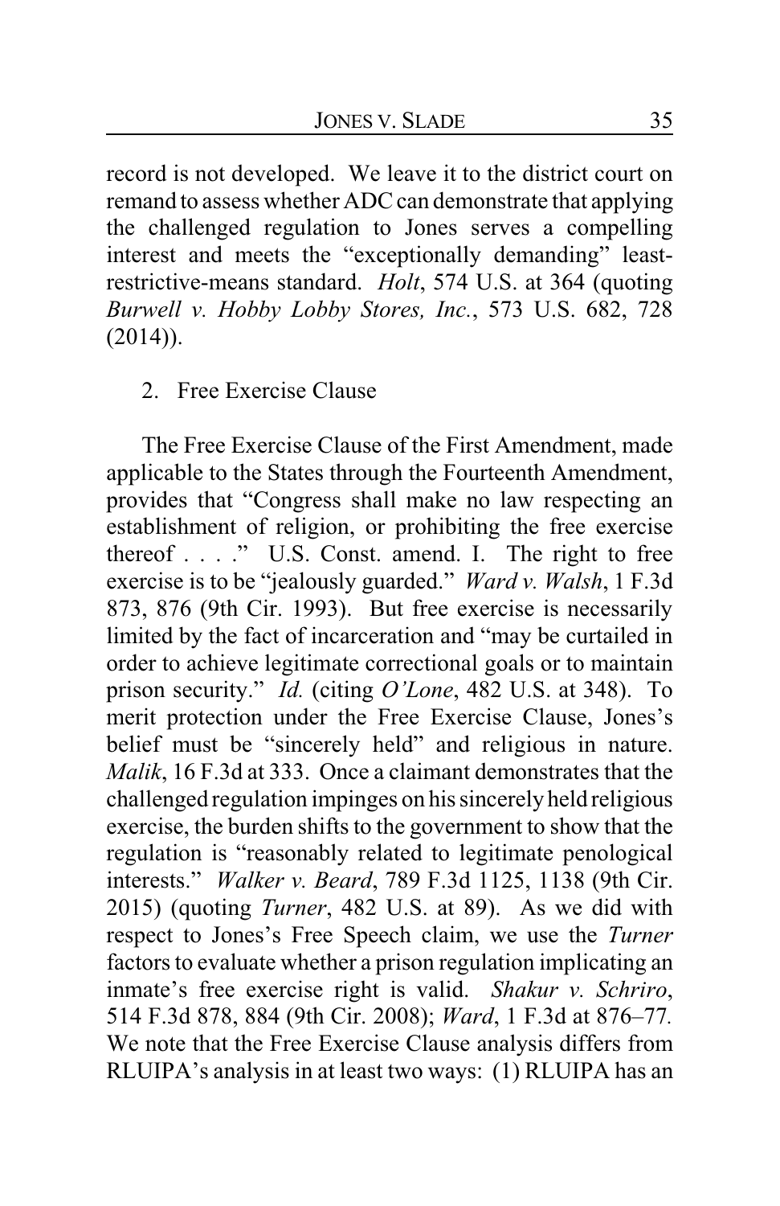record is not developed. We leave it to the district court on remand to assess whether ADC can demonstrate that applying the challenged regulation to Jones serves a compelling interest and meets the "exceptionally demanding" least-restrictive-means standard. *Holt*, 574 U.S. at 364 (quoting *Burwell v. Hobby Lobby Stores, Inc.*, 573 U.S. 682, 728 (2014)).

2. Free Exercise Clause

The Free Exercise Clause of the First Amendment, made applicable to the States through the Fourteenth Amendment, provides that "Congress shall make no law respecting an establishment of religion, or prohibiting the free exercise thereof . . . ." U.S. Const. amend. I. The right to free exercise is to be "jealously guarded." *Ward v. Walsh*, 1 F.3d 873, 876 (9th Cir. 1993). But free exercise is necessarily limited by the fact of incarceration and "may be curtailed in order to achieve legitimate correctional goals or to maintain prison security." *Id.* (citing *O'Lone*, 482 U.S. at 348). To merit protection under the Free Exercise Clause, Jones's belief must be "sincerely held" and religious in nature. *Malik*, 16 F.3d at 333. Once a claimant demonstrates that the challenged regulation impinges on his sincerely held religious exercise, the burden shifts to the government to show that the regulation is "reasonably related to legitimate penological interests." *Walker v. Beard*, 789 F.3d 1125, 1138 (9th Cir. 2015) (quoting *Turner*, 482 U.S. at 89). As we did with respect to Jones's Free Speech claim, we use the *Turner* factors to evaluate whether a prison regulation implicating an inmate's free exercise right is valid. *Shakur v. Schriro*, 514 F.3d 878, 884 (9th Cir. 2008); *Ward*, 1 F.3d at 876–77. We note that the Free Exercise Clause analysis differs from RLUIPA's analysis in at least two ways: (1) RLUIPA has an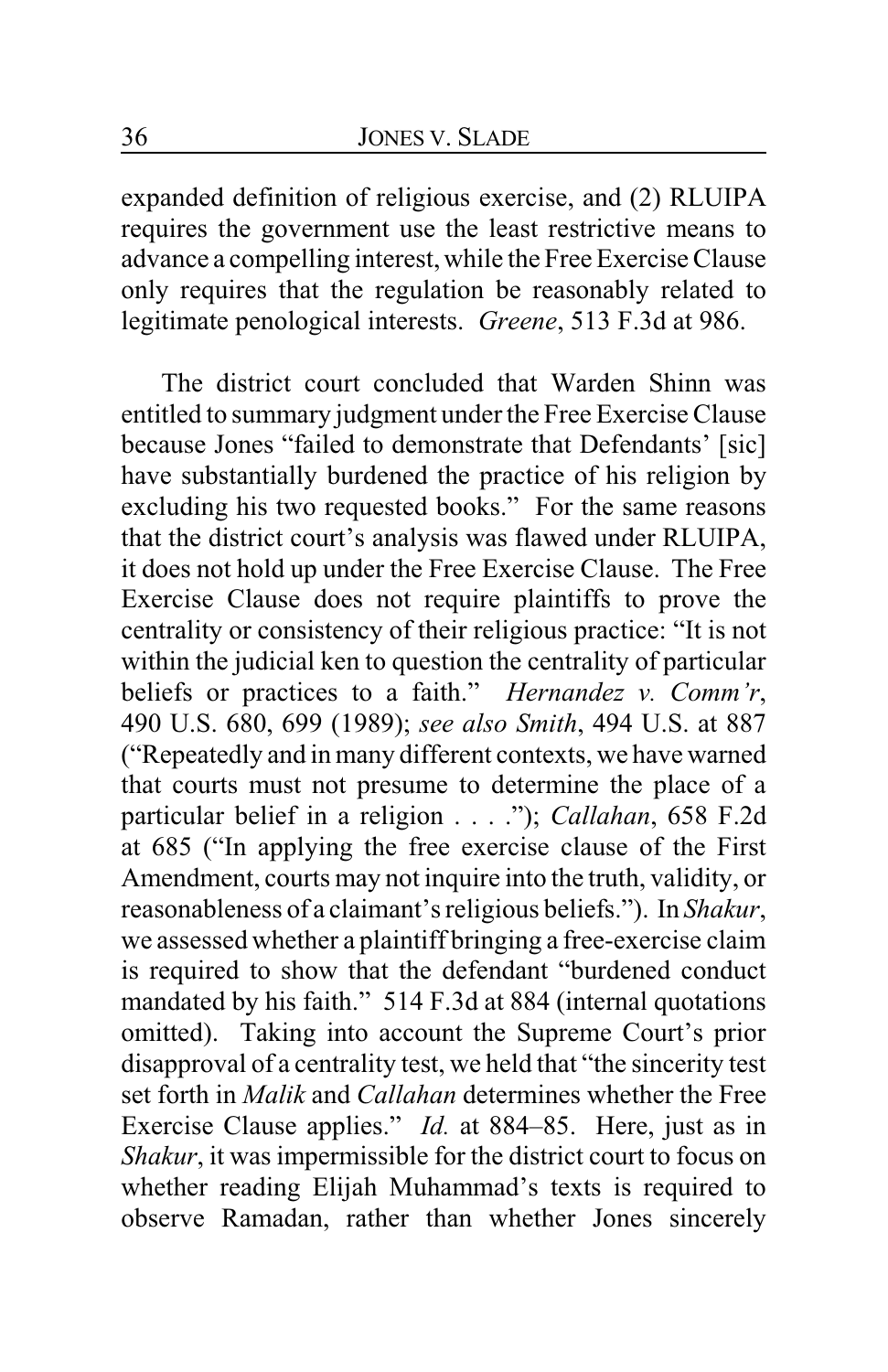expanded definition of religious exercise, and (2) RLUIPA requires the government use the least restrictive means to advance a compelling interest, while the Free Exercise Clause only requires that the regulation be reasonably related to legitimate penological interests. *Greene*, 513 F.3d at 986.

The district court concluded that Warden Shinn was entitled to summary judgment under the Free Exercise Clause because Jones "failed to demonstrate that Defendants' [sic] have substantially burdened the practice of his religion by excluding his two requested books." For the same reasons that the district court's analysis was flawed under RLUIPA, it does not hold up under the Free Exercise Clause. The Free Exercise Clause does not require plaintiffs to prove the centrality or consistency of their religious practice: "It is not within the judicial ken to question the centrality of particular beliefs or practices to a faith." *Hernandez v. Comm'r*, 490 U.S. 680, 699 (1989); *see also Smith*, 494 U.S. at 887 ("Repeatedly and in many different contexts, we have warned that courts must not presume to determine the place of a particular belief in a religion . . . ."); *Callahan*, 658 F.2d at 685 ("In applying the free exercise clause of the First Amendment, courts may not inquire into the truth, validity, or reasonableness of a claimant's religious beliefs."). In *Shakur*, we assessed whether a plaintiff bringing a free-exercise claim is required to show that the defendant "burdened conduct mandated by his faith." 514 F.3d at 884 (internal quotations omitted). Taking into account the Supreme Court's prior disapproval of a centrality test, we held that "the sincerity test set forth in *Malik* and *Callahan* determines whether the Free Exercise Clause applies." *Id.* at 884–85. Here, just as in *Shakur*, it was impermissible for the district court to focus on whether reading Elijah Muhammad's texts is required to observe Ramadan, rather than whether Jones sincerely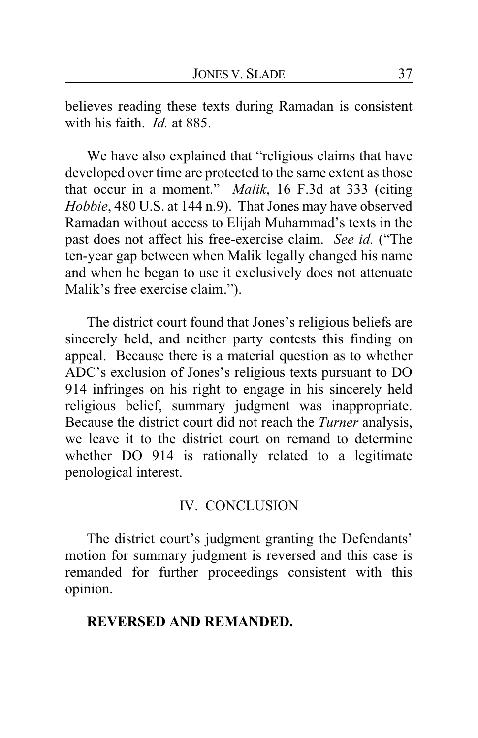believes reading these texts during Ramadan is consistent with his faith. *Id.* at 885.

We have also explained that "religious claims that have developed over time are protected to the same extent as those that occur in a moment." *Malik*, 16 F.3d at 333 (citing *Hobbie*, 480 U.S. at 144 n.9). That Jones may have observed Ramadan without access to Elijah Muhammad's texts in the past does not affect his free-exercise claim. *See id.* ("The ten-year gap between when Malik legally changed his name and when he began to use it exclusively does not attenuate Malik's free exercise claim.").

The district court found that Jones's religious beliefs are sincerely held, and neither party contests this finding on appeal. Because there is a material question as to whether ADC's exclusion of Jones's religious texts pursuant to DO 914 infringes on his right to engage in his sincerely held religious belief, summary judgment was inappropriate. Because the district court did not reach the *Turner* analysis, we leave it to the district court on remand to determine whether DO 914 is rationally related to a legitimate penological interest.

## IV. CONCLUSION

The district court's judgment granting the Defendants' motion for summary judgment is reversed and this case is remanded for further proceedings consistent with this opinion.

**REVERSED AND REMANDED.**